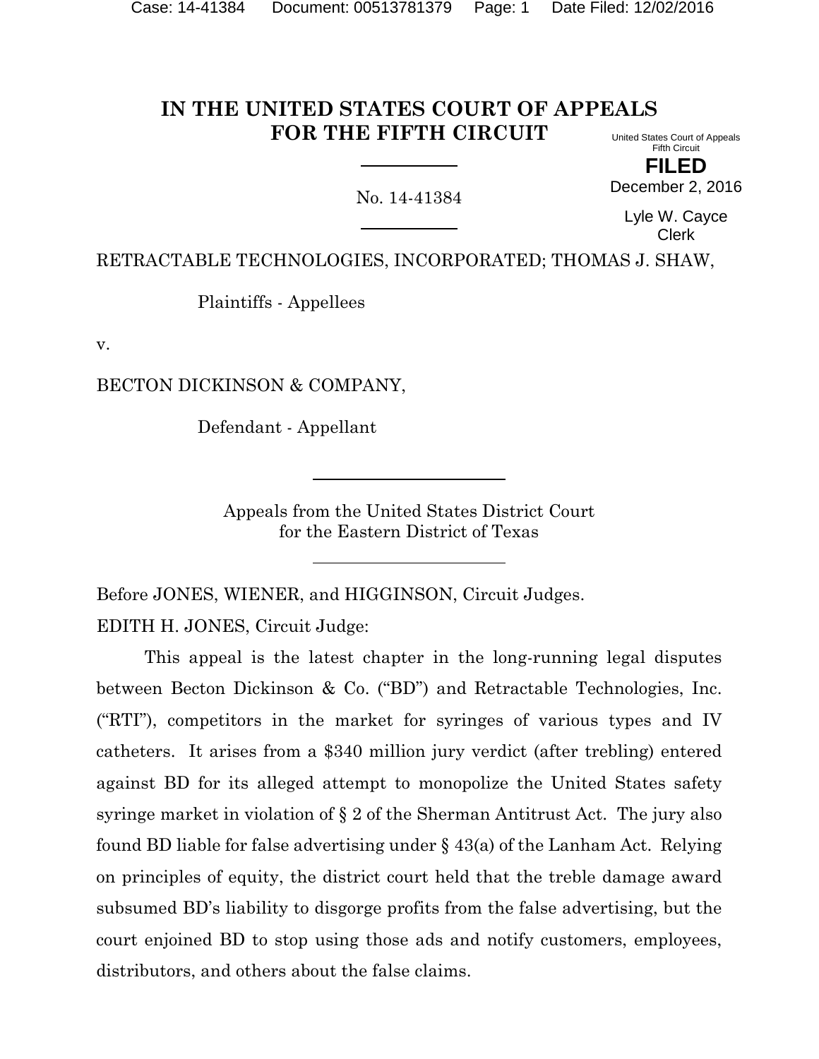# IN THE UNITED STATES COURT OF APPEALS FOR THE FIFTH CIRCUIT

United States Court of Appeals
Fifth Circuit

**FILED**

December 2, 2016

Lyle W. Cayce
Clerk

No. 14-41384

RETRACTABLE TECHNOLOGIES, INCORPORATED; THOMAS J. SHAW,

Plaintiffs - Appellees

v.

BECTON DICKINSON & COMPANY,

Defendant - Appellant

Appeals from the United States District Court
for the Eastern District of Texas

Before JONES, WIENER, and HIGGINSON, Circuit Judges.

EDITH H. JONES, Circuit Judge:

This appeal is the latest chapter in the long-running legal disputes between Becton Dickinson & Co. ("BD") and Retractable Technologies, Inc. ("RTI"), competitors in the market for syringes of various types and IV catheters. It arises from a $340 million jury verdict (after trebling) entered against BD for its alleged attempt to monopolize the United States safety syringe market in violation of § 2 of the Sherman Antitrust Act. The jury also found BD liable for false advertising under § 43(a) of the Lanham Act. Relying on principles of equity, the district court held that the treble damage award subsumed BD's liability to disgorge profits from the false advertising, but the court enjoined BD to stop using those ads and notify customers, employees, distributors, and others about the false claims.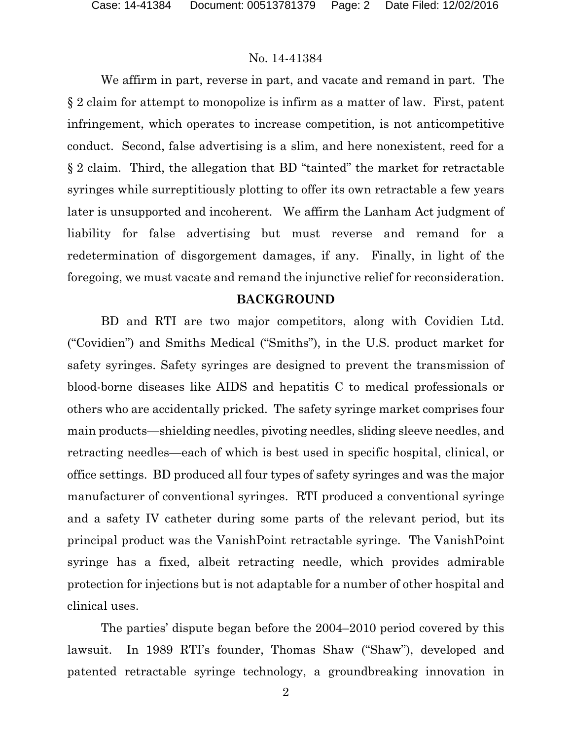We affirm in part, reverse in part, and vacate and remand in part. The § 2 claim for attempt to monopolize is infirm as a matter of law. First, patent infringement, which operates to increase competition, is not anticompetitive conduct. Second, false advertising is a slim, and here nonexistent, reed for a § 2 claim. Third, the allegation that BD "tainted" the market for retractable syringes while surreptitiously plotting to offer its own retractable a few years later is unsupported and incoherent. We affirm the Lanham Act judgment of liability for false advertising but must reverse and remand for a redetermination of disgorgement damages, if any. Finally, in light of the foregoing, we must vacate and remand the injunctive relief for reconsideration.

## BACKGROUND

BD and RTI are two major competitors, along with Covidien Ltd. ("Covidien") and Smiths Medical ("Smiths"), in the U.S. product market for safety syringes. Safety syringes are designed to prevent the transmission of blood-borne diseases like AIDS and hepatitis C to medical professionals or others who are accidentally pricked. The safety syringe market comprises four main products—shielding needles, pivoting needles, sliding sleeve needles, and retracting needles—each of which is best used in specific hospital, clinical, or office settings. BD produced all four types of safety syringes and was the major manufacturer of conventional syringes. RTI produced a conventional syringe and a safety IV catheter during some parts of the relevant period, but its principal product was the VanishPoint retractable syringe. The VanishPoint syringe has a fixed, albeit retracting needle, which provides admirable protection for injections but is not adaptable for a number of other hospital and clinical uses.

The parties' dispute began before the 2004–2010 period covered by this lawsuit. In 1989 RTI's founder, Thomas Shaw ("Shaw"), developed and patented retractable syringe technology, a groundbreaking innovation in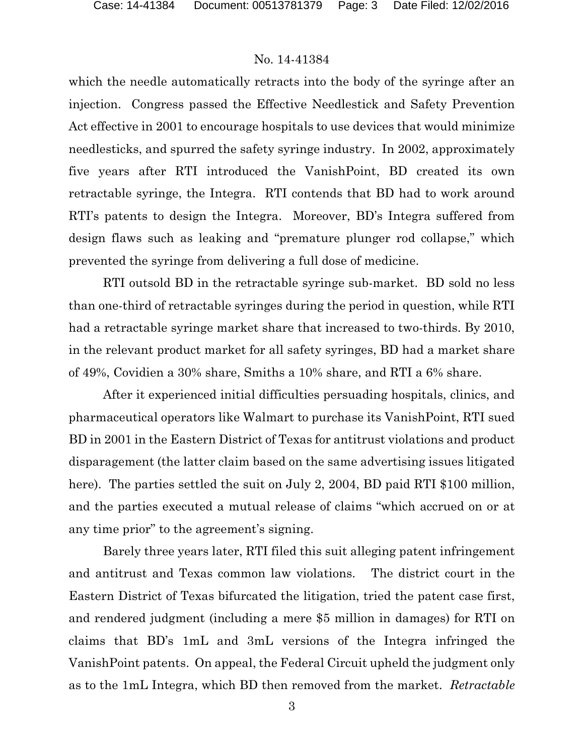which the needle automatically retracts into the body of the syringe after an injection. Congress passed the Effective Needlestick and Safety Prevention Act effective in 2001 to encourage hospitals to use devices that would minimize needlesticks, and spurred the safety syringe industry. In 2002, approximately five years after RTI introduced the VanishPoint, BD created its own retractable syringe, the Integra. RTI contends that BD had to work around RTI's patents to design the Integra. Moreover, BD's Integra suffered from design flaws such as leaking and "premature plunger rod collapse," which prevented the syringe from delivering a full dose of medicine.

RTI outsold BD in the retractable syringe sub-market. BD sold no less than one-third of retractable syringes during the period in question, while RTI had a retractable syringe market share that increased to two-thirds. By 2010, in the relevant product market for all safety syringes, BD had a market share of 49%, Covidien a 30% share, Smiths a 10% share, and RTI a 6% share.

After it experienced initial difficulties persuading hospitals, clinics, and pharmaceutical operators like Walmart to purchase its VanishPoint, RTI sued BD in 2001 in the Eastern District of Texas for antitrust violations and product disparagement (the latter claim based on the same advertising issues litigated here). The parties settled the suit on July 2, 2004, BD paid RTI $100 million, and the parties executed a mutual release of claims "which accrued on or at any time prior" to the agreement's signing.

Barely three years later, RTI filed this suit alleging patent infringement and antitrust and Texas common law violations. The district court in the Eastern District of Texas bifurcated the litigation, tried the patent case first, and rendered judgment (including a mere $5 million in damages) for RTI on claims that BD's 1mL and 3mL versions of the Integra infringed the VanishPoint patents. On appeal, the Federal Circuit upheld the judgment only as to the 1mL Integra, which BD then removed from the market. *Retractable*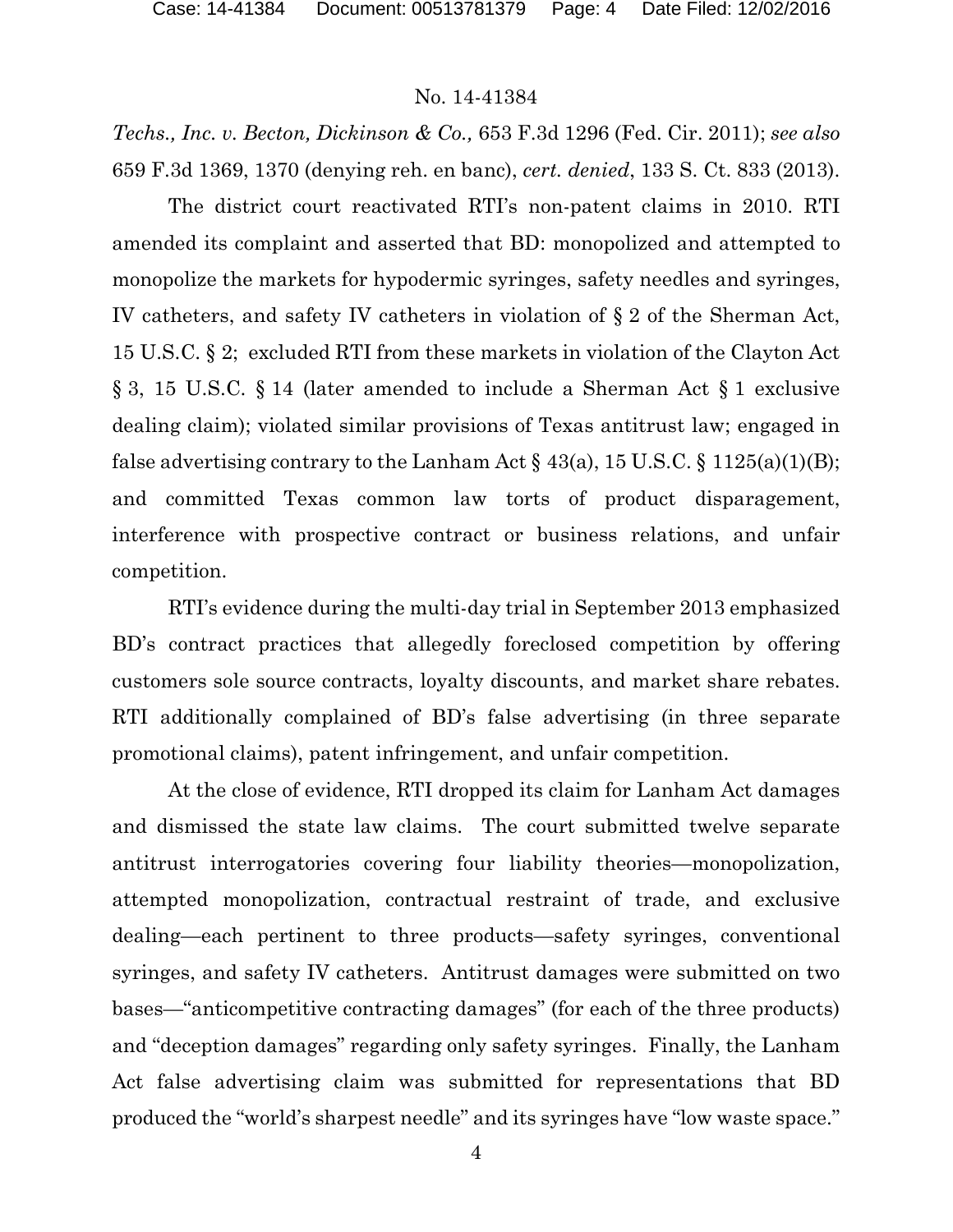*Techs., Inc. v. Becton, Dickinson & Co.,* 653 F.3d 1296 (Fed. Cir. 2011); *see also* 659 F.3d 1369, 1370 (denying reh. en banc), *cert. denied*, 133 S. Ct. 833 (2013).

The district court reactivated RTI's non-patent claims in 2010. RTI amended its complaint and asserted that BD: monopolized and attempted to monopolize the markets for hypodermic syringes, safety needles and syringes, IV catheters, and safety IV catheters in violation of § 2 of the Sherman Act, 15 U.S.C. § 2; excluded RTI from these markets in violation of the Clayton Act § 3, 15 U.S.C. § 14 (later amended to include a Sherman Act § 1 exclusive dealing claim); violated similar provisions of Texas antitrust law; engaged in false advertising contrary to the Lanham Act § 43(a), 15 U.S.C. § 1125(a)(1)(B); and committed Texas common law torts of product disparagement, interference with prospective contract or business relations, and unfair competition.

RTI's evidence during the multi-day trial in September 2013 emphasized BD's contract practices that allegedly foreclosed competition by offering customers sole source contracts, loyalty discounts, and market share rebates. RTI additionally complained of BD's false advertising (in three separate promotional claims), patent infringement, and unfair competition.

At the close of evidence, RTI dropped its claim for Lanham Act damages and dismissed the state law claims. The court submitted twelve separate antitrust interrogatories covering four liability theories—monopolization, attempted monopolization, contractual restraint of trade, and exclusive dealing—each pertinent to three products—safety syringes, conventional syringes, and safety IV catheters. Antitrust damages were submitted on two bases—"anticompetitive contracting damages" (for each of the three products) and "deception damages" regarding only safety syringes. Finally, the Lanham Act false advertising claim was submitted for representations that BD produced the "world's sharpest needle" and its syringes have "low waste space."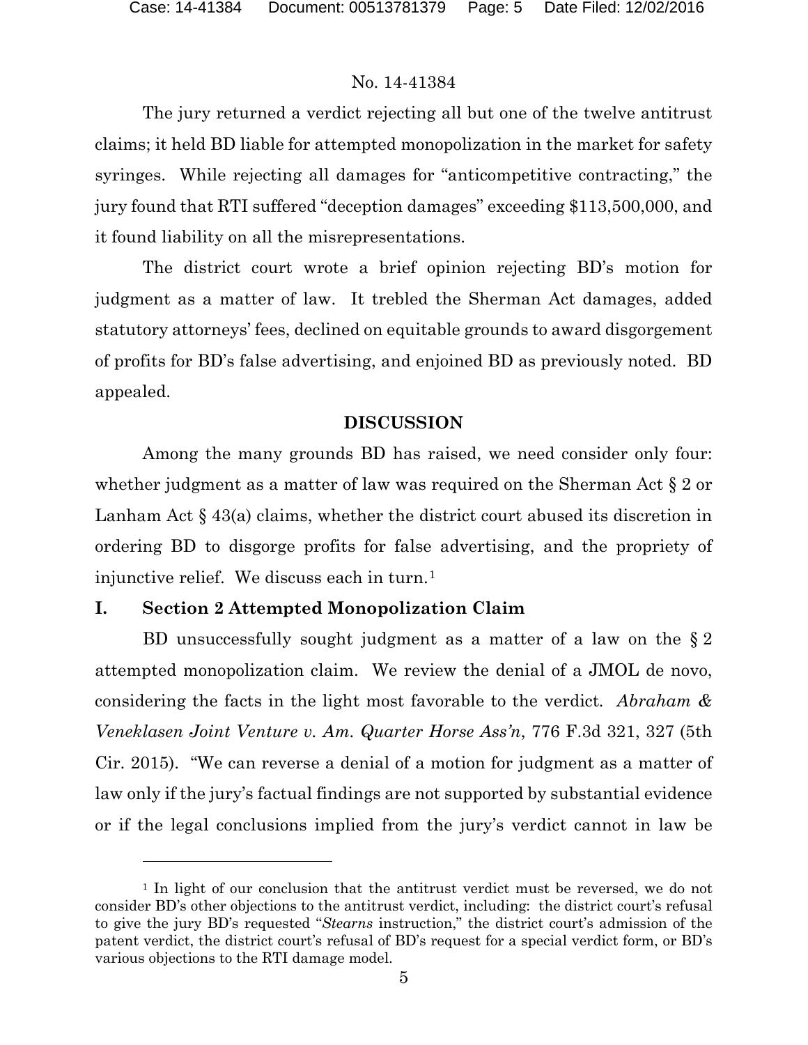The jury returned a verdict rejecting all but one of the twelve antitrust claims; it held BD liable for attempted monopolization in the market for safety syringes. While rejecting all damages for "anticompetitive contracting," the jury found that RTI suffered "deception damages" exceeding $113,500,000, and it found liability on all the misrepresentations.

The district court wrote a brief opinion rejecting BD's motion for judgment as a matter of law. It trebled the Sherman Act damages, added statutory attorneys' fees, declined on equitable grounds to award disgorgement of profits for BD's false advertising, and enjoined BD as previously noted. BD appealed.

## DISCUSSION

Among the many grounds BD has raised, we need consider only four: whether judgment as a matter of law was required on the Sherman Act § 2 or Lanham Act § 43(a) claims, whether the district court abused its discretion in ordering BD to disgorge profits for false advertising, and the propriety of injunctive relief. We discuss each in turn.[1]

### I. Section 2 Attempted Monopolization Claim

BD unsuccessfully sought judgment as a matter of a law on the § 2 attempted monopolization claim. We review the denial of a JMOL de novo, considering the facts in the light most favorable to the verdict. *Abraham & Veneklasen Joint Venture v. Am. Quarter Horse Ass'n*, 776 F.3d 321, 327 (5th Cir. 2015). "We can reverse a denial of a motion for judgment as a matter of law only if the jury's factual findings are not supported by substantial evidence or if the legal conclusions implied from the jury's verdict cannot in law be

---

[1] In light of our conclusion that the antitrust verdict must be reversed, we do not consider BD's other objections to the antitrust verdict, including: the district court's refusal to give the jury BD's requested "*Stearns* instruction," the district court's admission of the patent verdict, the district court's refusal of BD's request for a special verdict form, or BD's various objections to the RTI damage model.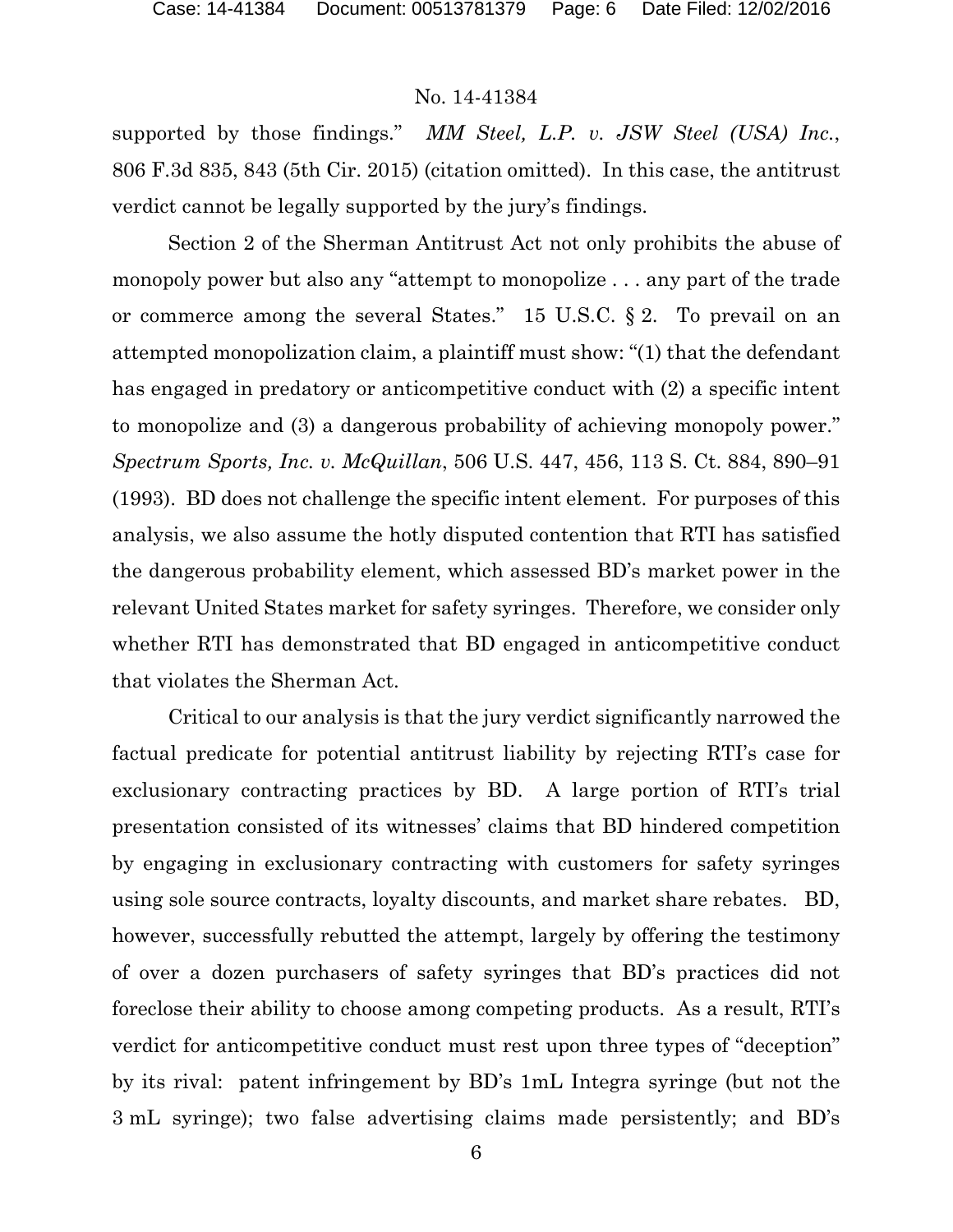supported by those findings." *MM Steel, L.P. v. JSW Steel (USA) Inc.*, 806 F.3d 835, 843 (5th Cir. 2015) (citation omitted). In this case, the antitrust verdict cannot be legally supported by the jury's findings.

Section 2 of the Sherman Antitrust Act not only prohibits the abuse of monopoly power but also any "attempt to monopolize . . . any part of the trade or commerce among the several States." 15 U.S.C. § 2. To prevail on an attempted monopolization claim, a plaintiff must show: "(1) that the defendant has engaged in predatory or anticompetitive conduct with (2) a specific intent to monopolize and (3) a dangerous probability of achieving monopoly power." *Spectrum Sports, Inc. v. McQuillan*, 506 U.S. 447, 456, 113 S. Ct. 884, 890–91 (1993). BD does not challenge the specific intent element. For purposes of this analysis, we also assume the hotly disputed contention that RTI has satisfied the dangerous probability element, which assessed BD's market power in the relevant United States market for safety syringes. Therefore, we consider only whether RTI has demonstrated that BD engaged in anticompetitive conduct that violates the Sherman Act.

Critical to our analysis is that the jury verdict significantly narrowed the factual predicate for potential antitrust liability by rejecting RTI's case for exclusionary contracting practices by BD. A large portion of RTI's trial presentation consisted of its witnesses' claims that BD hindered competition by engaging in exclusionary contracting with customers for safety syringes using sole source contracts, loyalty discounts, and market share rebates. BD, however, successfully rebutted the attempt, largely by offering the testimony of over a dozen purchasers of safety syringes that BD's practices did not foreclose their ability to choose among competing products. As a result, RTI's verdict for anticompetitive conduct must rest upon three types of "deception" by its rival: patent infringement by BD's 1mL Integra syringe (but not the 3 mL syringe); two false advertising claims made persistently; and BD's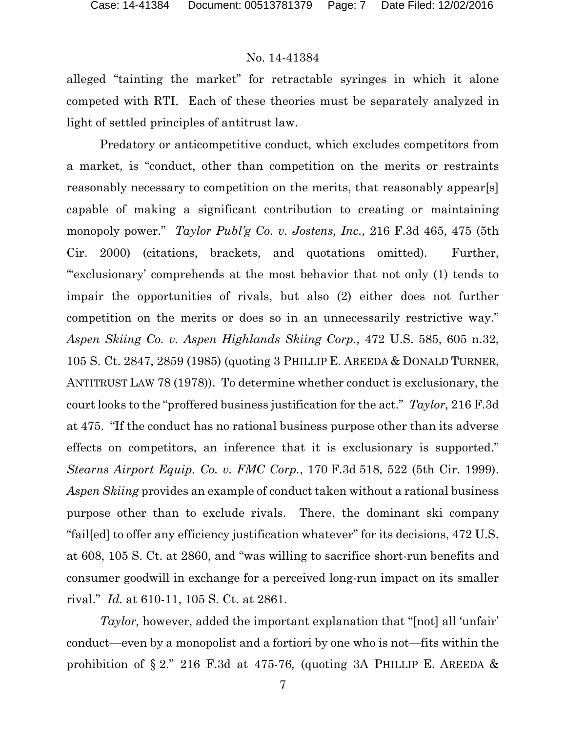alleged "tainting the market" for retractable syringes in which it alone competed with RTI. Each of these theories must be separately analyzed in light of settled principles of antitrust law.

Predatory or anticompetitive conduct, which excludes competitors from a market, is "conduct, other than competition on the merits or restraints reasonably necessary to competition on the merits, that reasonably appear[s] capable of making a significant contribution to creating or maintaining monopoly power." *Taylor Publ'g Co. v. Jostens, Inc.*, 216 F.3d 465, 475 (5th Cir. 2000) (citations, brackets, and quotations omitted). Further, "'exclusionary' comprehends at the most behavior that not only (1) tends to impair the opportunities of rivals, but also (2) either does not further competition on the merits or does so in an unnecessarily restrictive way." *Aspen Skiing Co. v. Aspen Highlands Skiing Corp.,* 472 U.S. 585, 605 n.32, 105 S. Ct. 2847, 2859 (1985) (quoting 3 PHILLIP E. AREEDA & DONALD TURNER, ANTITRUST LAW 78 (1978)). To determine whether conduct is exclusionary, the court looks to the "proffered business justification for the act." *Taylor,* 216 F.3d at 475. "If the conduct has no rational business purpose other than its adverse effects on competitors, an inference that it is exclusionary is supported." *Stearns Airport Equip. Co. v. FMC Corp.*, 170 F.3d 518, 522 (5th Cir. 1999). *Aspen Skiing* provides an example of conduct taken without a rational business purpose other than to exclude rivals. There, the dominant ski company "fail[ed] to offer any efficiency justification whatever" for its decisions, 472 U.S. at 608, 105 S. Ct. at 2860, and "was willing to sacrifice short-run benefits and consumer goodwill in exchange for a perceived long-run impact on its smaller rival." *Id.* at 610-11, 105 S. Ct. at 2861.

*Taylor,* however, added the important explanation that "[not] all 'unfair' conduct—even by a monopolist and a fortiori by one who is not—fits within the prohibition of § 2." 216 F.3d at 475-76*,* (quoting 3A PHILLIP E. AREEDA &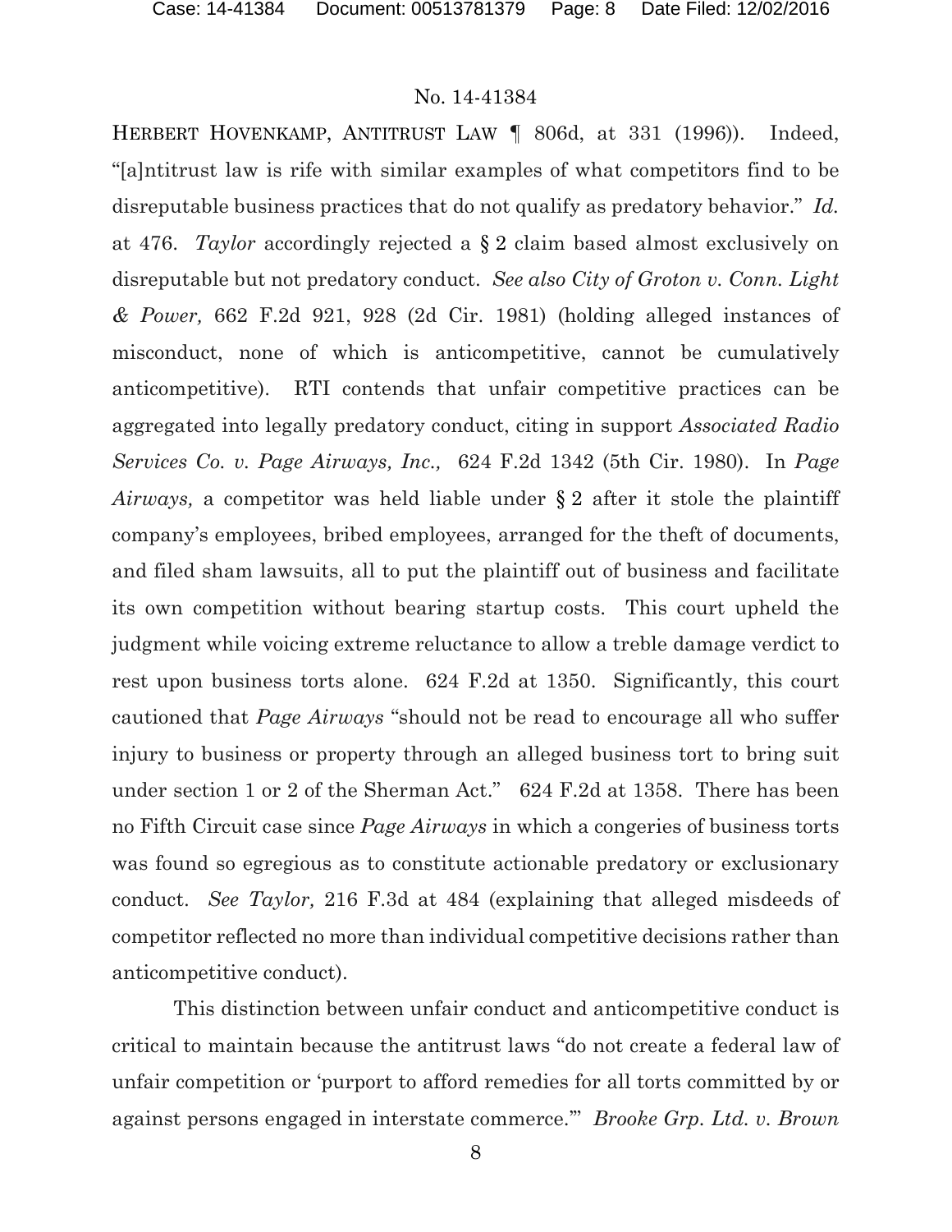HERBERT HOVENKAMP, ANTITRUST LAW ¶ 806d, at 331 (1996)). Indeed, "[a]ntitrust law is rife with similar examples of what competitors find to be disreputable business practices that do not qualify as predatory behavior." *Id.* at 476. *Taylor* accordingly rejected a § 2 claim based almost exclusively on disreputable but not predatory conduct. *See also City of Groton v. Conn. Light & Power,* 662 F.2d 921, 928 (2d Cir. 1981) (holding alleged instances of misconduct, none of which is anticompetitive, cannot be cumulatively anticompetitive). RTI contends that unfair competitive practices can be aggregated into legally predatory conduct, citing in support *Associated Radio Services Co. v. Page Airways, Inc.,* 624 F.2d 1342 (5th Cir. 1980). In *Page Airways,* a competitor was held liable under § 2 after it stole the plaintiff company's employees, bribed employees, arranged for the theft of documents, and filed sham lawsuits, all to put the plaintiff out of business and facilitate its own competition without bearing startup costs. This court upheld the judgment while voicing extreme reluctance to allow a treble damage verdict to rest upon business torts alone. 624 F.2d at 1350. Significantly, this court cautioned that *Page Airways* "should not be read to encourage all who suffer injury to business or property through an alleged business tort to bring suit under section 1 or 2 of the Sherman Act." 624 F.2d at 1358. There has been no Fifth Circuit case since *Page Airways* in which a congeries of business torts was found so egregious as to constitute actionable predatory or exclusionary conduct. *See Taylor,* 216 F.3d at 484 (explaining that alleged misdeeds of competitor reflected no more than individual competitive decisions rather than anticompetitive conduct).

This distinction between unfair conduct and anticompetitive conduct is critical to maintain because the antitrust laws "do not create a federal law of unfair competition or 'purport to afford remedies for all torts committed by or against persons engaged in interstate commerce.'" *Brooke Grp. Ltd. v. Brown*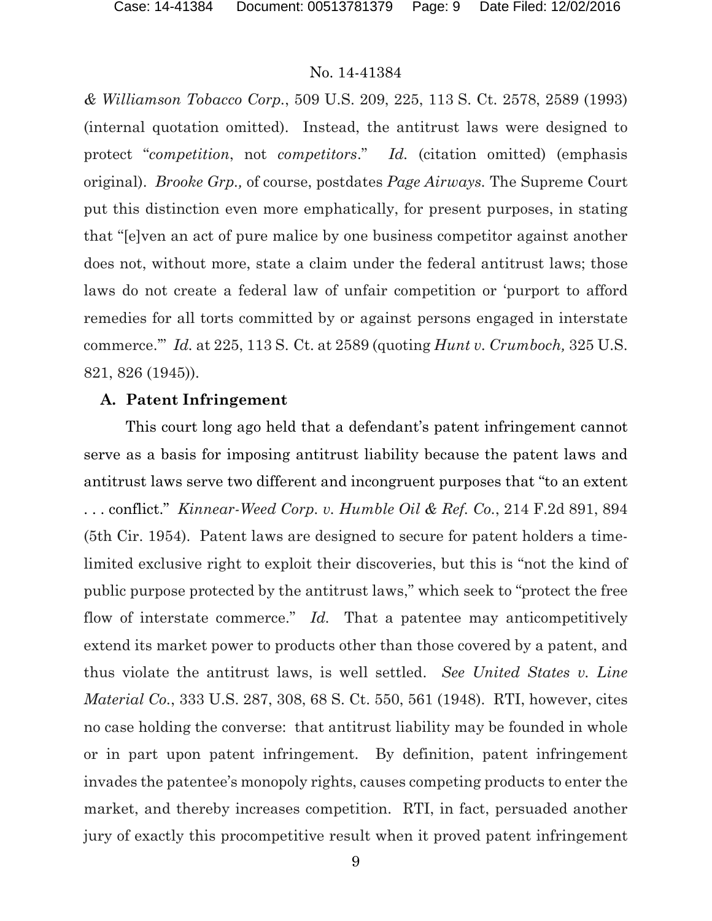*& Williamson Tobacco Corp.*, 509 U.S. 209, 225, 113 S. Ct. 2578, 2589 (1993) (internal quotation omitted). Instead, the antitrust laws were designed to protect "*competition*, not *competitors*." *Id.* (citation omitted) (emphasis original). *Brooke Grp.,* of course, postdates *Page Airways.* The Supreme Court put this distinction even more emphatically, for present purposes, in stating that "[e]ven an act of pure malice by one business competitor against another does not, without more, state a claim under the federal antitrust laws; those laws do not create a federal law of unfair competition or 'purport to afford remedies for all torts committed by or against persons engaged in interstate commerce.'" *Id.* at 225, 113 S. Ct. at 2589 (quoting *Hunt v. Crumboch,* 325 U.S. 821, 826 (1945)).

### A. Patent Infringement

This court long ago held that a defendant's patent infringement cannot serve as a basis for imposing antitrust liability because the patent laws and antitrust laws serve two different and incongruent purposes that "to an extent . . . conflict." *Kinnear-Weed Corp. v. Humble Oil & Ref. Co.*, 214 F.2d 891, 894 (5th Cir. 1954). Patent laws are designed to secure for patent holders a time-limited exclusive right to exploit their discoveries, but this is "not the kind of public purpose protected by the antitrust laws," which seek to "protect the free flow of interstate commerce." *Id.* That a patentee may anticompetitively extend its market power to products other than those covered by a patent, and thus violate the antitrust laws, is well settled. *See United States v. Line Material Co.*, 333 U.S. 287, 308, 68 S. Ct. 550, 561 (1948). RTI, however, cites no case holding the converse: that antitrust liability may be founded in whole or in part upon patent infringement. By definition, patent infringement invades the patentee's monopoly rights, causes competing products to enter the market, and thereby increases competition. RTI, in fact, persuaded another jury of exactly this procompetitive result when it proved patent infringement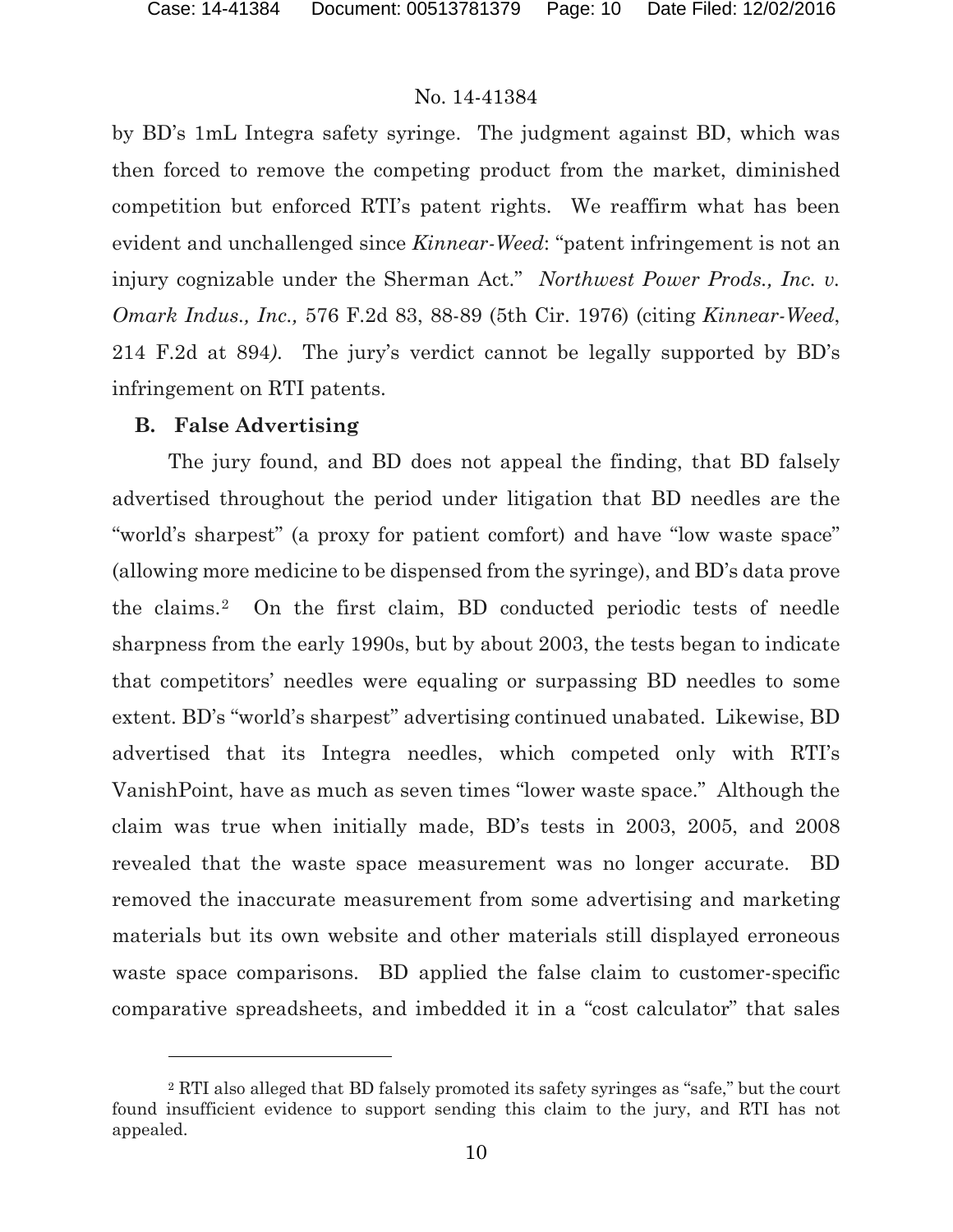by BD's 1mL Integra safety syringe. The judgment against BD, which was then forced to remove the competing product from the market, diminished competition but enforced RTI's patent rights. We reaffirm what has been evident and unchallenged since *Kinnear-Weed*: "patent infringement is not an injury cognizable under the Sherman Act." *Northwest Power Prods., Inc. v. Omark Indus., Inc.,* 576 F.2d 83, 88-89 (5th Cir. 1976) (citing *Kinnear-Weed*, 214 F.2d at 894). The jury's verdict cannot be legally supported by BD's infringement on RTI patents.

## B. False Advertising

The jury found, and BD does not appeal the finding, that BD falsely advertised throughout the period under litigation that BD needles are the "world's sharpest" (a proxy for patient comfort) and have "low waste space" (allowing more medicine to be dispensed from the syringe), and BD's data prove the claims.[2] On the first claim, BD conducted periodic tests of needle sharpness from the early 1990s, but by about 2003, the tests began to indicate that competitors' needles were equaling or surpassing BD needles to some extent. BD's "world's sharpest" advertising continued unabated. Likewise, BD advertised that its Integra needles, which competed only with RTI's VanishPoint, have as much as seven times "lower waste space." Although the claim was true when initially made, BD's tests in 2003, 2005, and 2008 revealed that the waste space measurement was no longer accurate. BD removed the inaccurate measurement from some advertising and marketing materials but its own website and other materials still displayed erroneous waste space comparisons. BD applied the false claim to customer-specific comparative spreadsheets, and imbedded it in a "cost calculator" that sales

[2] RTI also alleged that BD falsely promoted its safety syringes as "safe," but the court found insufficient evidence to support sending this claim to the jury, and RTI has not appealed.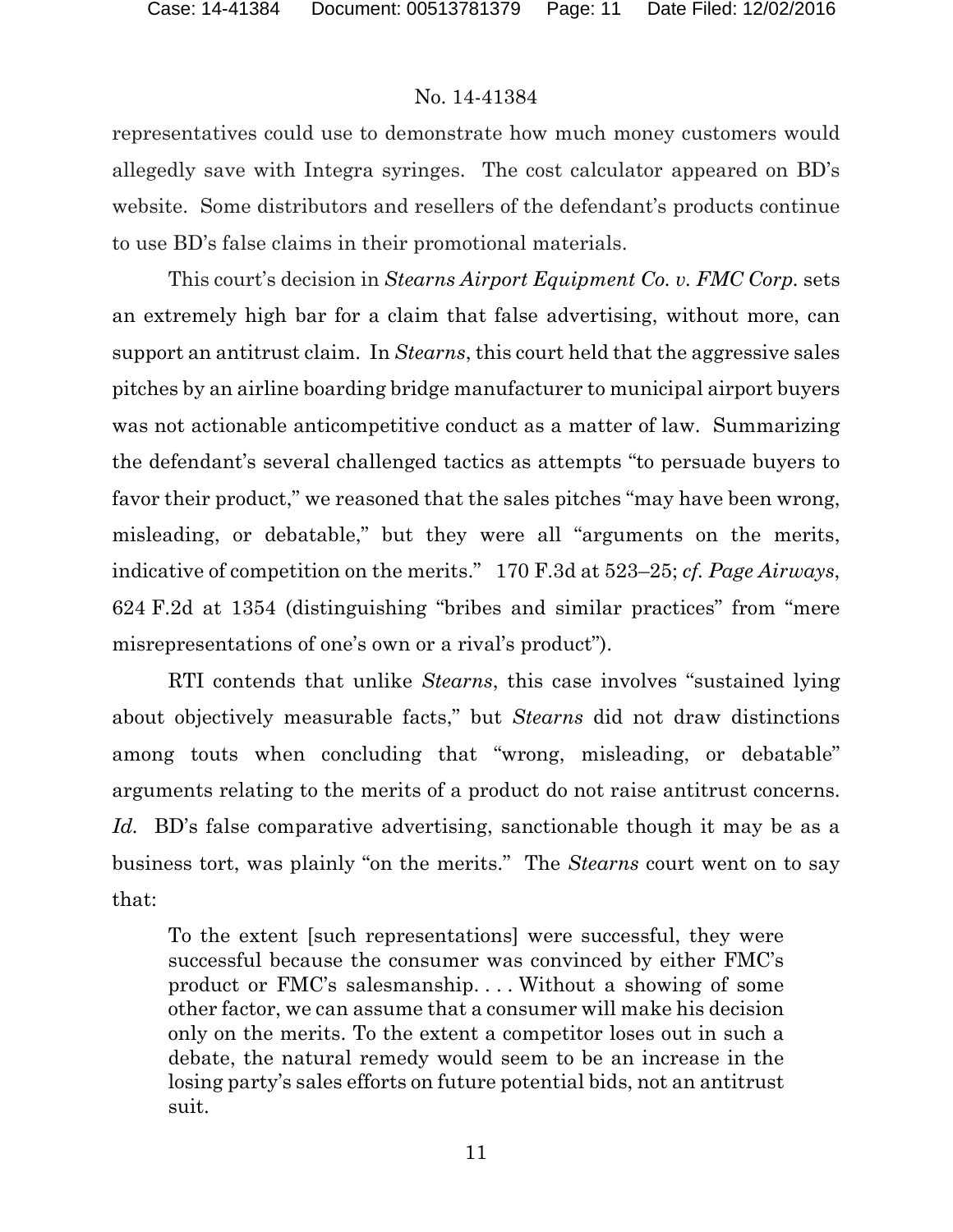representatives could use to demonstrate how much money customers would allegedly save with Integra syringes. The cost calculator appeared on BD's website. Some distributors and resellers of the defendant's products continue to use BD's false claims in their promotional materials.

This court's decision in *Stearns Airport Equipment Co. v. FMC Corp.* sets an extremely high bar for a claim that false advertising, without more, can support an antitrust claim. In *Stearns*, this court held that the aggressive sales pitches by an airline boarding bridge manufacturer to municipal airport buyers was not actionable anticompetitive conduct as a matter of law. Summarizing the defendant's several challenged tactics as attempts "to persuade buyers to favor their product," we reasoned that the sales pitches "may have been wrong, misleading, or debatable," but they were all "arguments on the merits, indicative of competition on the merits." 170 F.3d at 523–25; *cf. Page Airways*, 624 F.2d at 1354 (distinguishing "bribes and similar practices" from "mere misrepresentations of one's own or a rival's product").

RTI contends that unlike *Stearns*, this case involves "sustained lying about objectively measurable facts," but *Stearns* did not draw distinctions among touts when concluding that "wrong, misleading, or debatable" arguments relating to the merits of a product do not raise antitrust concerns. *Id.* BD's false comparative advertising, sanctionable though it may be as a business tort, was plainly "on the merits." The *Stearns* court went on to say that:

> To the extent [such representations] were successful, they were successful because the consumer was convinced by either FMC's product or FMC's salesmanship. . . . Without a showing of some other factor, we can assume that a consumer will make his decision only on the merits. To the extent a competitor loses out in such a debate, the natural remedy would seem to be an increase in the losing party's sales efforts on future potential bids, not an antitrust suit.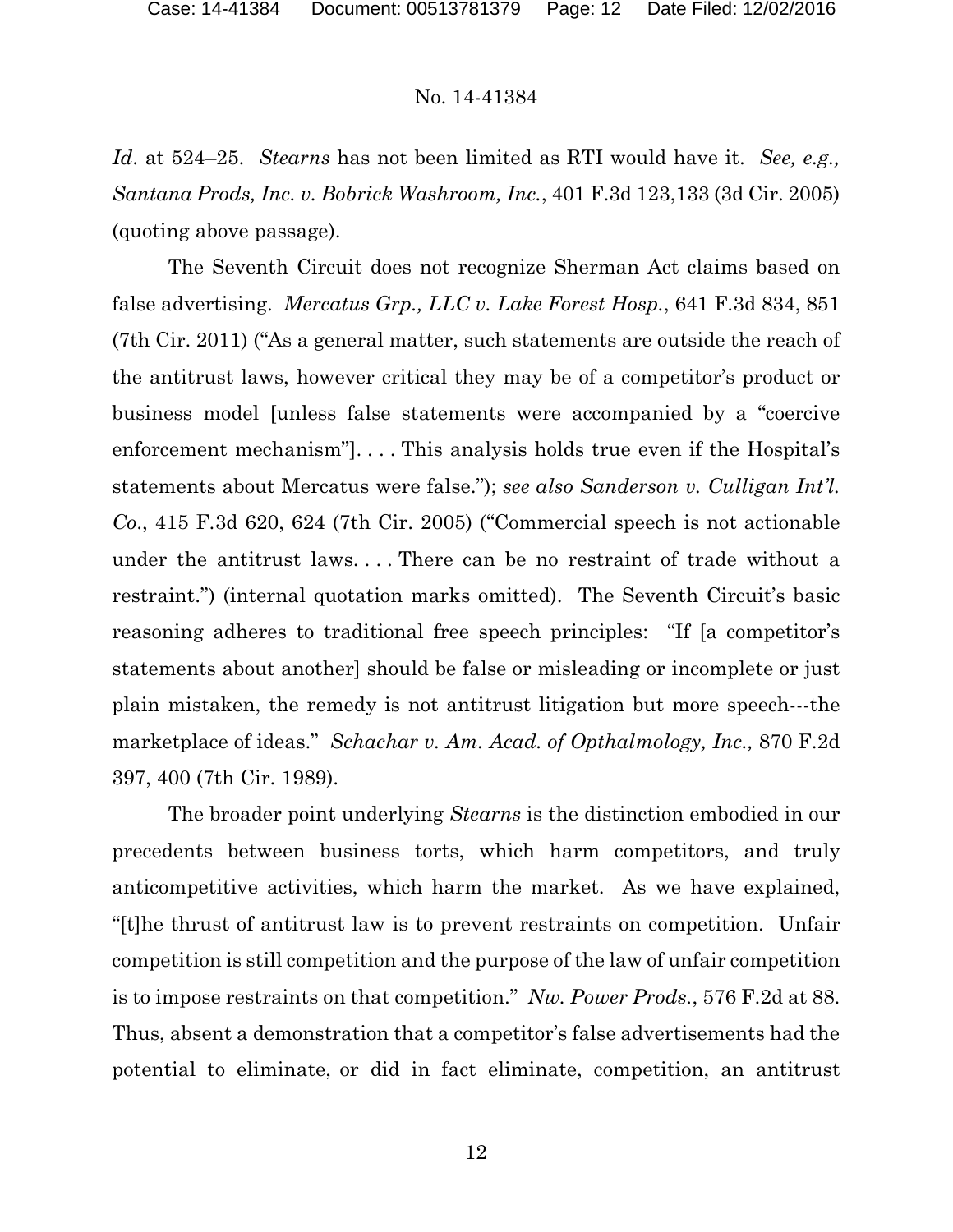*Id*. at 524–25. *Stearns* has not been limited as RTI would have it. *See, e.g., Santana Prods, Inc. v. Bobrick Washroom, Inc.*, 401 F.3d 123,133 (3d Cir. 2005) (quoting above passage).

The Seventh Circuit does not recognize Sherman Act claims based on false advertising. *Mercatus Grp., LLC v. Lake Forest Hosp.*, 641 F.3d 834, 851 (7th Cir. 2011) ("As a general matter, such statements are outside the reach of the antitrust laws, however critical they may be of a competitor's product or business model [unless false statements were accompanied by a "coercive enforcement mechanism"]. . . . This analysis holds true even if the Hospital's statements about Mercatus were false."); *see also Sanderson v. Culligan Int'l. Co*., 415 F.3d 620, 624 (7th Cir. 2005) ("Commercial speech is not actionable under the antitrust laws. . . . There can be no restraint of trade without a restraint.") (internal quotation marks omitted). The Seventh Circuit's basic reasoning adheres to traditional free speech principles: "If [a competitor's statements about another] should be false or misleading or incomplete or just plain mistaken, the remedy is not antitrust litigation but more speech---the marketplace of ideas." *Schachar v. Am. Acad. of Opthalmology, Inc.,* 870 F.2d 397, 400 (7th Cir. 1989).

The broader point underlying *Stearns* is the distinction embodied in our precedents between business torts, which harm competitors, and truly anticompetitive activities, which harm the market. As we have explained, "[t]he thrust of antitrust law is to prevent restraints on competition. Unfair competition is still competition and the purpose of the law of unfair competition is to impose restraints on that competition." *Nw. Power Prods.*, 576 F.2d at 88. Thus, absent a demonstration that a competitor's false advertisements had the potential to eliminate, or did in fact eliminate, competition, an antitrust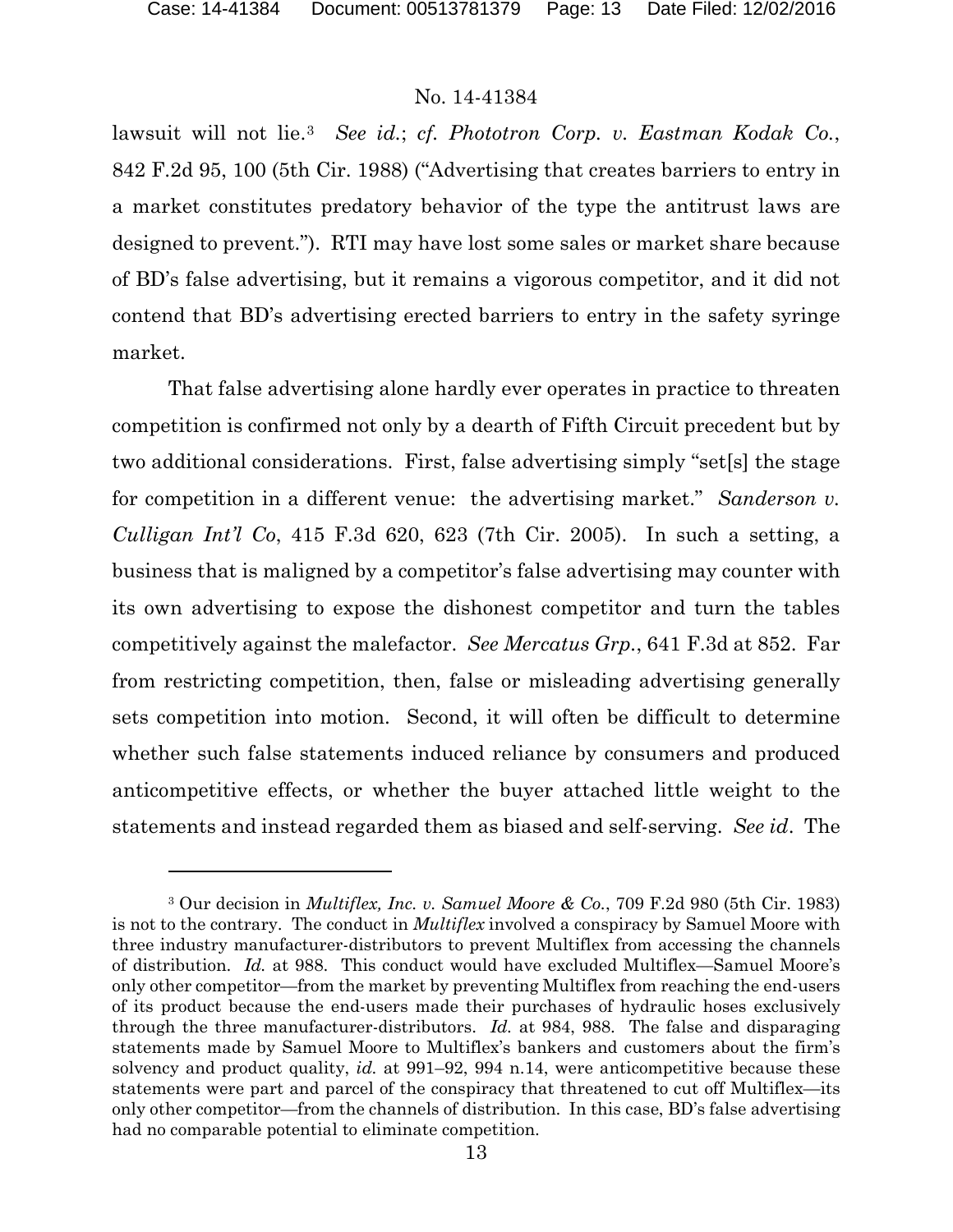lawsuit will not lie.[3] *See id.*; *cf. Phototron Corp. v. Eastman Kodak Co.*, 842 F.2d 95, 100 (5th Cir. 1988) ("Advertising that creates barriers to entry in a market constitutes predatory behavior of the type the antitrust laws are designed to prevent."). RTI may have lost some sales or market share because of BD's false advertising, but it remains a vigorous competitor, and it did not contend that BD's advertising erected barriers to entry in the safety syringe market.

That false advertising alone hardly ever operates in practice to threaten competition is confirmed not only by a dearth of Fifth Circuit precedent but by two additional considerations. First, false advertising simply "set[s] the stage for competition in a different venue: the advertising market." *Sanderson v. Culligan Int'l Co*, 415 F.3d 620, 623 (7th Cir. 2005). In such a setting, a business that is maligned by a competitor's false advertising may counter with its own advertising to expose the dishonest competitor and turn the tables competitively against the malefactor. *See Mercatus Grp.*, 641 F.3d at 852. Far from restricting competition, then, false or misleading advertising generally sets competition into motion. Second, it will often be difficult to determine whether such false statements induced reliance by consumers and produced anticompetitive effects, or whether the buyer attached little weight to the statements and instead regarded them as biased and self-serving. *See id*. The

---

[3] Our decision in *Multiflex, Inc. v. Samuel Moore & Co.*, 709 F.2d 980 (5th Cir. 1983) is not to the contrary. The conduct in *Multiflex* involved a conspiracy by Samuel Moore with three industry manufacturer-distributors to prevent Multiflex from accessing the channels of distribution. *Id.* at 988. This conduct would have excluded Multiflex—Samuel Moore's only other competitor—from the market by preventing Multiflex from reaching the end-users of its product because the end-users made their purchases of hydraulic hoses exclusively through the three manufacturer-distributors. *Id.* at 984, 988. The false and disparaging statements made by Samuel Moore to Multiflex's bankers and customers about the firm's solvency and product quality, *id.* at 991–92, 994 n.14, were anticompetitive because these statements were part and parcel of the conspiracy that threatened to cut off Multiflex—its only other competitor—from the channels of distribution. In this case, BD's false advertising had no comparable potential to eliminate competition.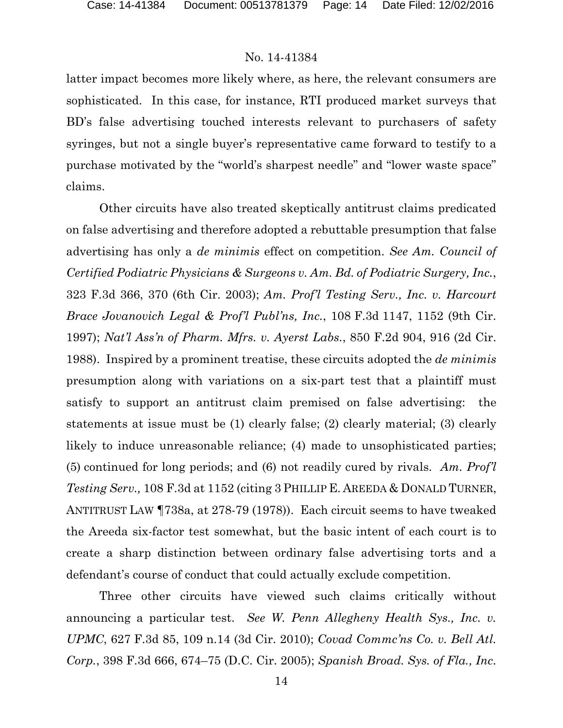latter impact becomes more likely where, as here, the relevant consumers are sophisticated. In this case, for instance, RTI produced market surveys that BD's false advertising touched interests relevant to purchasers of safety syringes, but not a single buyer's representative came forward to testify to a purchase motivated by the "world's sharpest needle" and "lower waste space" claims.

Other circuits have also treated skeptically antitrust claims predicated on false advertising and therefore adopted a rebuttable presumption that false advertising has only a *de minimis* effect on competition. *See Am. Council of Certified Podiatric Physicians & Surgeons v. Am. Bd. of Podiatric Surgery, Inc.*, 323 F.3d 366, 370 (6th Cir. 2003); *Am. Prof'l Testing Serv., Inc. v. Harcourt Brace Jovanovich Legal & Prof'l Publ'ns, Inc.*, 108 F.3d 1147, 1152 (9th Cir. 1997); *Nat'l Ass'n of Pharm. Mfrs. v. Ayerst Labs.*, 850 F.2d 904, 916 (2d Cir. 1988). Inspired by a prominent treatise, these circuits adopted the *de minimis* presumption along with variations on a six-part test that a plaintiff must satisfy to support an antitrust claim premised on false advertising: the statements at issue must be (1) clearly false; (2) clearly material; (3) clearly likely to induce unreasonable reliance; (4) made to unsophisticated parties; (5) continued for long periods; and (6) not readily cured by rivals. *Am. Prof'l Testing Serv.,* 108 F.3d at 1152 (citing 3 PHILLIP E. AREEDA & DONALD TURNER, ANTITRUST LAW ¶738a, at 278-79 (1978)). Each circuit seems to have tweaked the Areeda six-factor test somewhat, but the basic intent of each court is to create a sharp distinction between ordinary false advertising torts and a defendant's course of conduct that could actually exclude competition.

Three other circuits have viewed such claims critically without announcing a particular test. *See W. Penn Allegheny Health Sys., Inc. v. UPMC*, 627 F.3d 85, 109 n.14 (3d Cir. 2010); *Covad Commc'ns Co. v. Bell Atl. Corp.*, 398 F.3d 666, 674–75 (D.C. Cir. 2005); *Spanish Broad. Sys. of Fla., Inc.*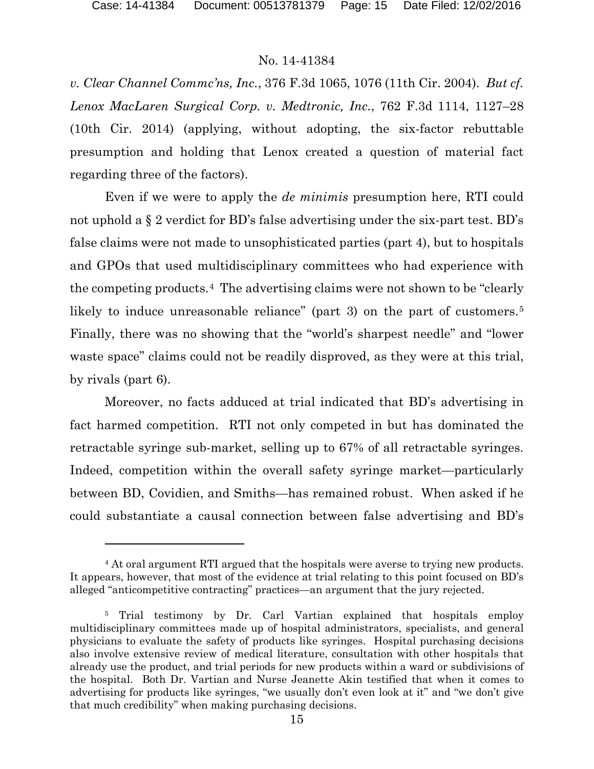*v. Clear Channel Commc'ns, Inc.*, 376 F.3d 1065, 1076 (11th Cir. 2004). *But cf. Lenox MacLaren Surgical Corp. v. Medtronic, Inc.*, 762 F.3d 1114, 1127–28 (10th Cir. 2014) (applying, without adopting, the six-factor rebuttable presumption and holding that Lenox created a question of material fact regarding three of the factors).

Even if we were to apply the *de minimis* presumption here, RTI could not uphold a § 2 verdict for BD's false advertising under the six-part test. BD's false claims were not made to unsophisticated parties (part 4), but to hospitals and GPOs that used multidisciplinary committees who had experience with the competing products.[4] The advertising claims were not shown to be "clearly likely to induce unreasonable reliance" (part 3) on the part of customers.[5] Finally, there was no showing that the "world's sharpest needle" and "lower waste space" claims could not be readily disproved, as they were at this trial, by rivals (part 6).

Moreover, no facts adduced at trial indicated that BD's advertising in fact harmed competition. RTI not only competed in but has dominated the retractable syringe sub-market, selling up to 67% of all retractable syringes. Indeed, competition within the overall safety syringe market—particularly between BD, Covidien, and Smiths—has remained robust. When asked if he could substantiate a causal connection between false advertising and BD's

---

[4] At oral argument RTI argued that the hospitals were averse to trying new products. It appears, however, that most of the evidence at trial relating to this point focused on BD's alleged "anticompetitive contracting" practices—an argument that the jury rejected.

[5] Trial testimony by Dr. Carl Vartian explained that hospitals employ multidisciplinary committees made up of hospital administrators, specialists, and general physicians to evaluate the safety of products like syringes. Hospital purchasing decisions also involve extensive review of medical literature, consultation with other hospitals that already use the product, and trial periods for new products within a ward or subdivisions of the hospital. Both Dr. Vartian and Nurse Jeanette Akin testified that when it comes to advertising for products like syringes, "we usually don't even look at it" and "we don't give that much credibility" when making purchasing decisions.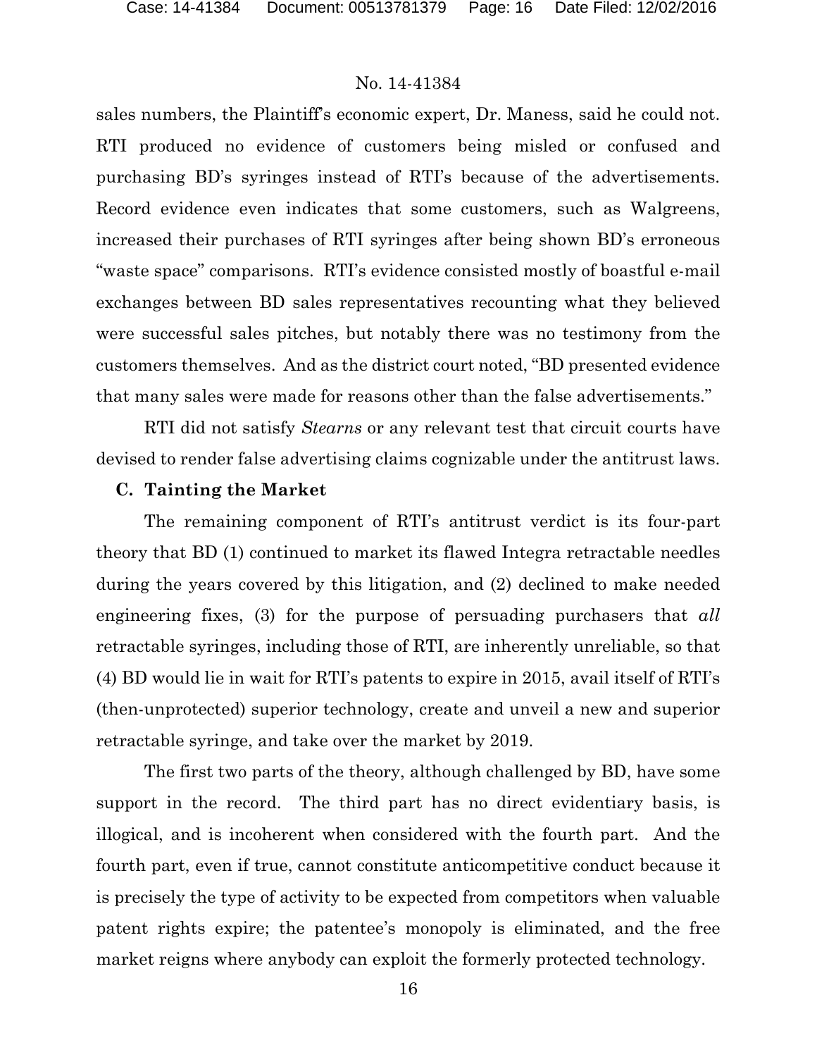sales numbers, the Plaintiff's economic expert, Dr. Maness, said he could not. RTI produced no evidence of customers being misled or confused and purchasing BD's syringes instead of RTI's because of the advertisements. Record evidence even indicates that some customers, such as Walgreens, increased their purchases of RTI syringes after being shown BD's erroneous "waste space" comparisons. RTI's evidence consisted mostly of boastful e-mail exchanges between BD sales representatives recounting what they believed were successful sales pitches, but notably there was no testimony from the customers themselves. And as the district court noted, "BD presented evidence that many sales were made for reasons other than the false advertisements."

RTI did not satisfy *Stearns* or any relevant test that circuit courts have devised to render false advertising claims cognizable under the antitrust laws.

### C. Tainting the Market

The remaining component of RTI's antitrust verdict is its four-part theory that BD (1) continued to market its flawed Integra retractable needles during the years covered by this litigation, and (2) declined to make needed engineering fixes, (3) for the purpose of persuading purchasers that *all* retractable syringes, including those of RTI, are inherently unreliable, so that (4) BD would lie in wait for RTI's patents to expire in 2015, avail itself of RTI's (then-unprotected) superior technology, create and unveil a new and superior retractable syringe, and take over the market by 2019.

The first two parts of the theory, although challenged by BD, have some support in the record. The third part has no direct evidentiary basis, is illogical, and is incoherent when considered with the fourth part. And the fourth part, even if true, cannot constitute anticompetitive conduct because it is precisely the type of activity to be expected from competitors when valuable patent rights expire; the patentee's monopoly is eliminated, and the free market reigns where anybody can exploit the formerly protected technology.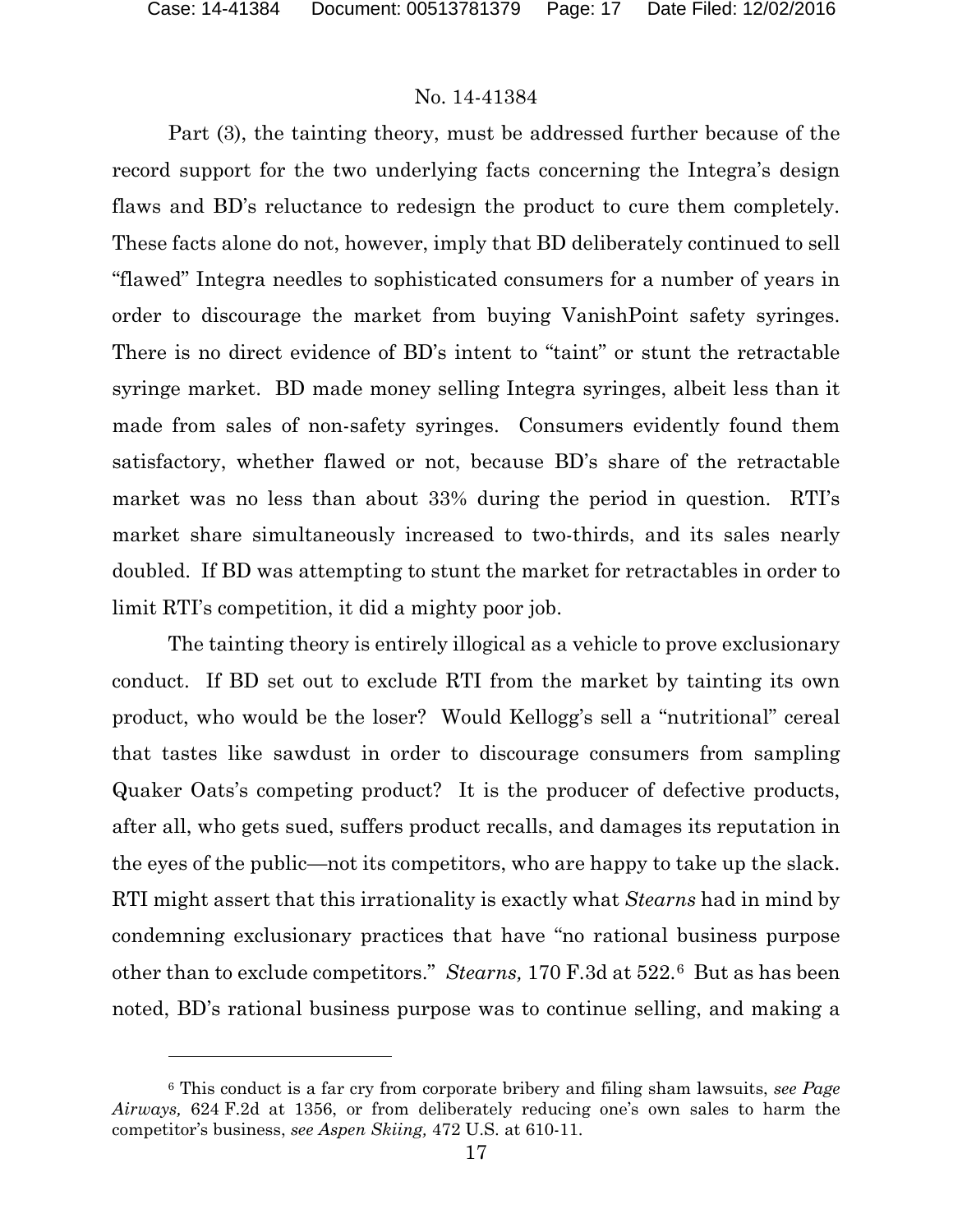Part (3), the tainting theory, must be addressed further because of the record support for the two underlying facts concerning the Integra's design flaws and BD's reluctance to redesign the product to cure them completely. These facts alone do not, however, imply that BD deliberately continued to sell "flawed" Integra needles to sophisticated consumers for a number of years in order to discourage the market from buying VanishPoint safety syringes. There is no direct evidence of BD's intent to "taint" or stunt the retractable syringe market. BD made money selling Integra syringes, albeit less than it made from sales of non-safety syringes. Consumers evidently found them satisfactory, whether flawed or not, because BD's share of the retractable market was no less than about 33% during the period in question. RTI's market share simultaneously increased to two-thirds, and its sales nearly doubled. If BD was attempting to stunt the market for retractables in order to limit RTI's competition, it did a mighty poor job.

The tainting theory is entirely illogical as a vehicle to prove exclusionary conduct. If BD set out to exclude RTI from the market by tainting its own product, who would be the loser? Would Kellogg's sell a "nutritional" cereal that tastes like sawdust in order to discourage consumers from sampling Quaker Oats's competing product? It is the producer of defective products, after all, who gets sued, suffers product recalls, and damages its reputation in the eyes of the public—not its competitors, who are happy to take up the slack. RTI might assert that this irrationality is exactly what *Stearns* had in mind by condemning exclusionary practices that have "no rational business purpose other than to exclude competitors." *Stearns,* 170 F.3d at 522.[6] But as has been noted, BD's rational business purpose was to continue selling, and making a

[6] This conduct is a far cry from corporate bribery and filing sham lawsuits, *see Page Airways,* 624 F.2d at 1356, or from deliberately reducing one's own sales to harm the competitor's business, *see Aspen Skiing,* 472 U.S. at 610-11.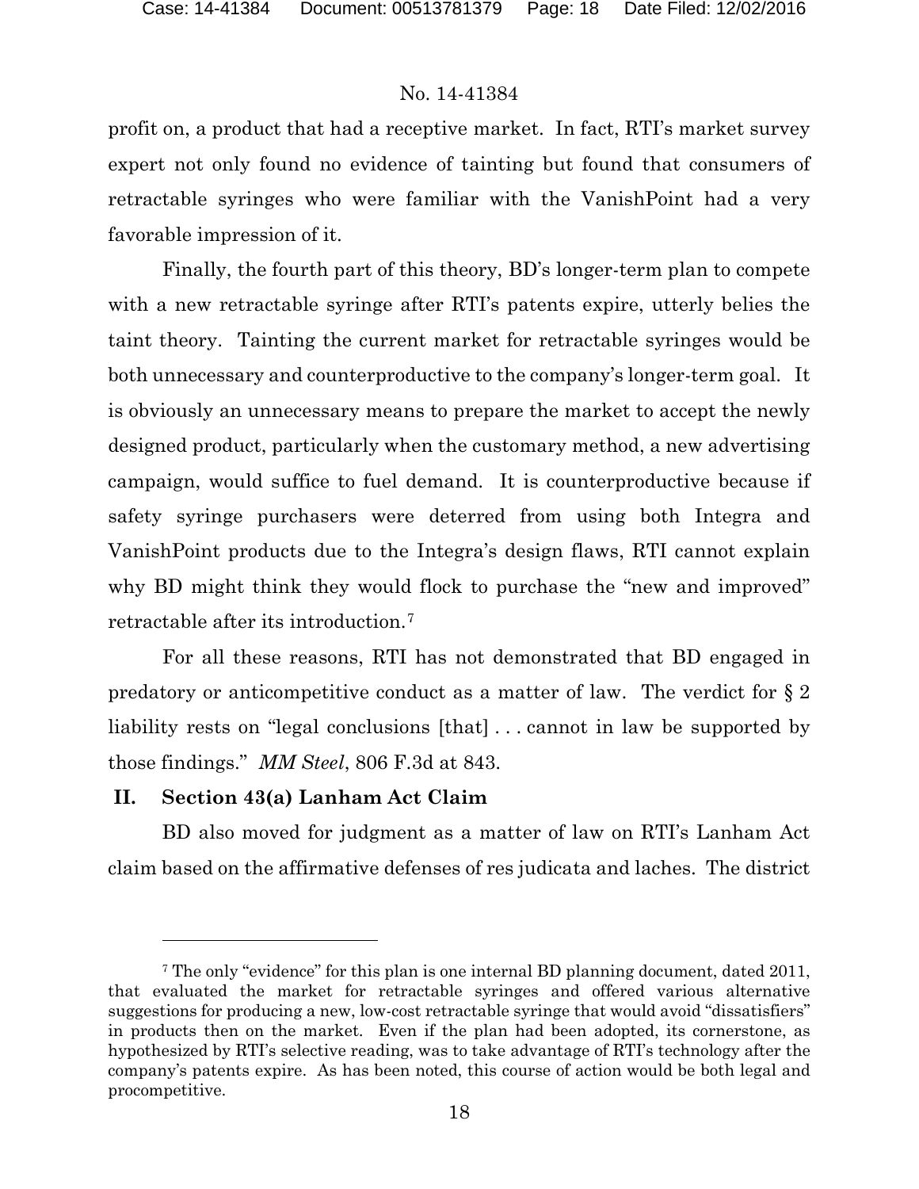profit on, a product that had a receptive market. In fact, RTI's market survey expert not only found no evidence of tainting but found that consumers of retractable syringes who were familiar with the VanishPoint had a very favorable impression of it.

Finally, the fourth part of this theory, BD's longer-term plan to compete with a new retractable syringe after RTI's patents expire, utterly belies the taint theory. Tainting the current market for retractable syringes would be both unnecessary and counterproductive to the company's longer-term goal. It is obviously an unnecessary means to prepare the market to accept the newly designed product, particularly when the customary method, a new advertising campaign, would suffice to fuel demand. It is counterproductive because if safety syringe purchasers were deterred from using both Integra and VanishPoint products due to the Integra's design flaws, RTI cannot explain why BD might think they would flock to purchase the "new and improved" retractable after its introduction.[7]

For all these reasons, RTI has not demonstrated that BD engaged in predatory or anticompetitive conduct as a matter of law. The verdict for § 2 liability rests on "legal conclusions [that] . . . cannot in law be supported by those findings." *MM Steel*, 806 F.3d at 843.

## II. Section 43(a) Lanham Act Claim

BD also moved for judgment as a matter of law on RTI's Lanham Act claim based on the affirmative defenses of res judicata and laches. The district

---

[7] The only "evidence" for this plan is one internal BD planning document, dated 2011, that evaluated the market for retractable syringes and offered various alternative suggestions for producing a new, low-cost retractable syringe that would avoid "dissatisfiers" in products then on the market. Even if the plan had been adopted, its cornerstone, as hypothesized by RTI's selective reading, was to take advantage of RTI's technology after the company's patents expire. As has been noted, this course of action would be both legal and procompetitive.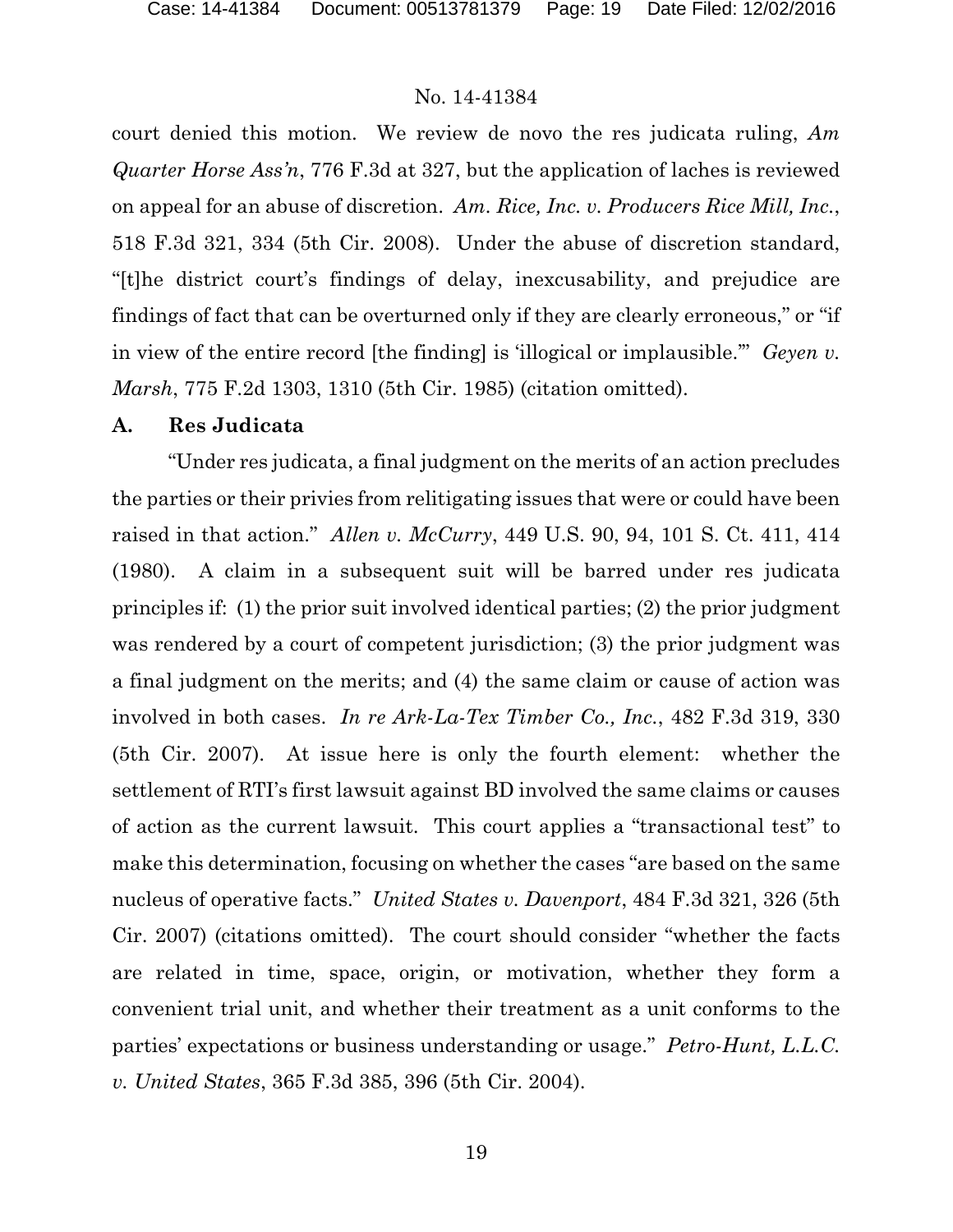court denied this motion. We review de novo the res judicata ruling, *Am Quarter Horse Ass'n*, 776 F.3d at 327, but the application of laches is reviewed on appeal for an abuse of discretion. *Am. Rice, Inc. v. Producers Rice Mill, Inc.*, 518 F.3d 321, 334 (5th Cir. 2008). Under the abuse of discretion standard, "[t]he district court's findings of delay, inexcusability, and prejudice are findings of fact that can be overturned only if they are clearly erroneous," or "if in view of the entire record [the finding] is 'illogical or implausible.'" *Geyen v. Marsh*, 775 F.2d 1303, 1310 (5th Cir. 1985) (citation omitted).

### A. Res Judicata

"Under res judicata, a final judgment on the merits of an action precludes the parties or their privies from relitigating issues that were or could have been raised in that action." *Allen v. McCurry*, 449 U.S. 90, 94, 101 S. Ct. 411, 414 (1980). A claim in a subsequent suit will be barred under res judicata principles if: (1) the prior suit involved identical parties; (2) the prior judgment was rendered by a court of competent jurisdiction; (3) the prior judgment was a final judgment on the merits; and (4) the same claim or cause of action was involved in both cases. *In re Ark-La-Tex Timber Co., Inc.*, 482 F.3d 319, 330 (5th Cir. 2007). At issue here is only the fourth element: whether the settlement of RTI's first lawsuit against BD involved the same claims or causes of action as the current lawsuit. This court applies a "transactional test" to make this determination, focusing on whether the cases "are based on the same nucleus of operative facts." *United States v. Davenport*, 484 F.3d 321, 326 (5th Cir. 2007) (citations omitted). The court should consider "whether the facts are related in time, space, origin, or motivation, whether they form a convenient trial unit, and whether their treatment as a unit conforms to the parties' expectations or business understanding or usage." *Petro-Hunt, L.L.C. v. United States*, 365 F.3d 385, 396 (5th Cir. 2004).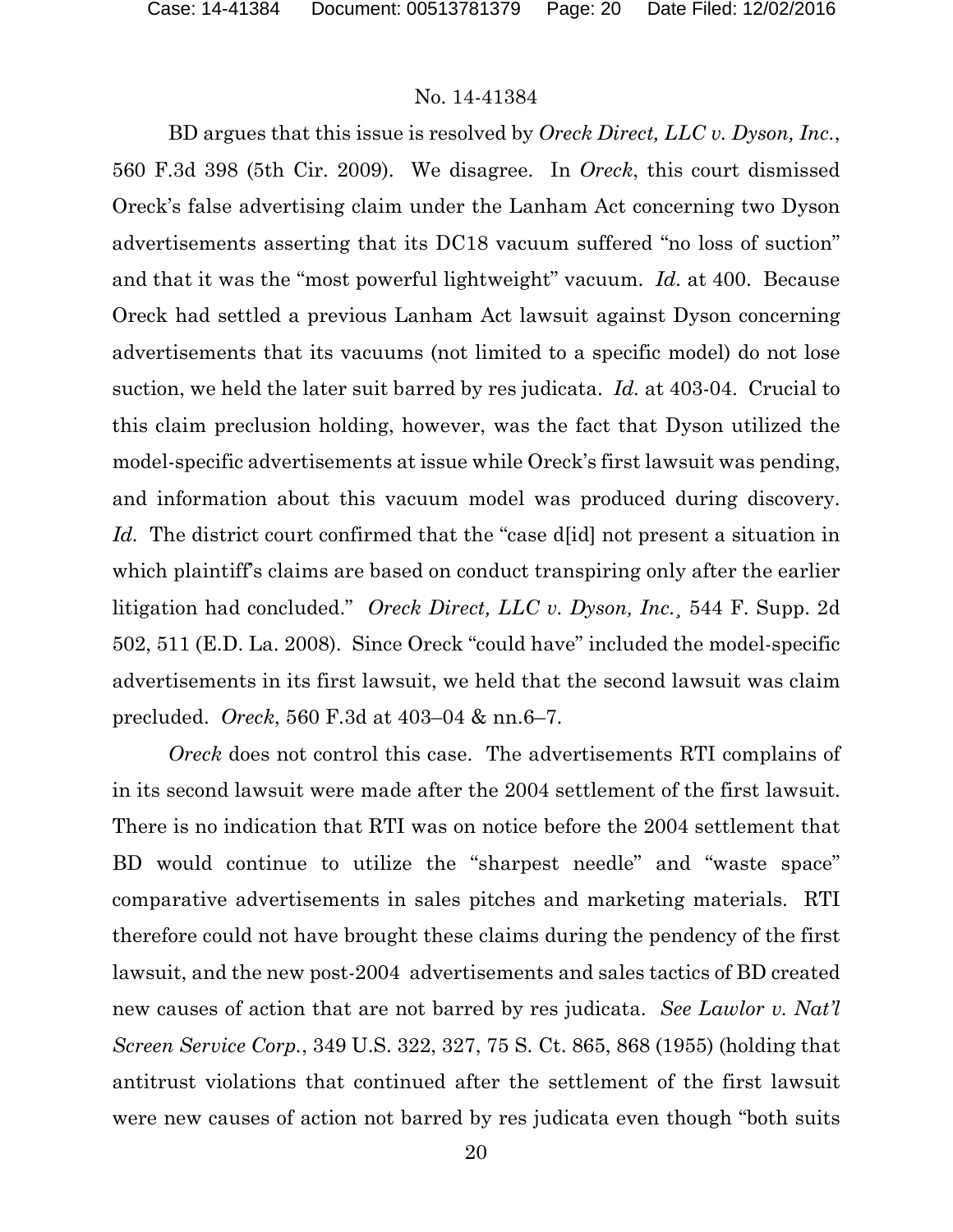No. 14-41384

BD argues that this issue is resolved by *Oreck Direct, LLC v. Dyson, Inc.*, 560 F.3d 398 (5th Cir. 2009). We disagree. In *Oreck*, this court dismissed Oreck's false advertising claim under the Lanham Act concerning two Dyson advertisements asserting that its DC18 vacuum suffered "no loss of suction" and that it was the "most powerful lightweight" vacuum. *Id.* at 400. Because Oreck had settled a previous Lanham Act lawsuit against Dyson concerning advertisements that its vacuums (not limited to a specific model) do not lose suction, we held the later suit barred by res judicata. *Id.* at 403-04. Crucial to this claim preclusion holding, however, was the fact that Dyson utilized the model-specific advertisements at issue while Oreck's first lawsuit was pending, and information about this vacuum model was produced during discovery. *Id.* The district court confirmed that the "case d[id] not present a situation in which plaintiff's claims are based on conduct transpiring only after the earlier litigation had concluded." *Oreck Direct, LLC v. Dyson, Inc.*¸ 544 F. Supp. 2d 502, 511 (E.D. La. 2008). Since Oreck "could have" included the model-specific advertisements in its first lawsuit, we held that the second lawsuit was claim precluded. *Oreck*, 560 F.3d at 403–04 & nn.6–7.

*Oreck* does not control this case. The advertisements RTI complains of in its second lawsuit were made after the 2004 settlement of the first lawsuit. There is no indication that RTI was on notice before the 2004 settlement that BD would continue to utilize the "sharpest needle" and "waste space" comparative advertisements in sales pitches and marketing materials. RTI therefore could not have brought these claims during the pendency of the first lawsuit, and the new post-2004 advertisements and sales tactics of BD created new causes of action that are not barred by res judicata. *See Lawlor v. Nat'l Screen Service Corp.*, 349 U.S. 322, 327, 75 S. Ct. 865, 868 (1955) (holding that antitrust violations that continued after the settlement of the first lawsuit were new causes of action not barred by res judicata even though "both suits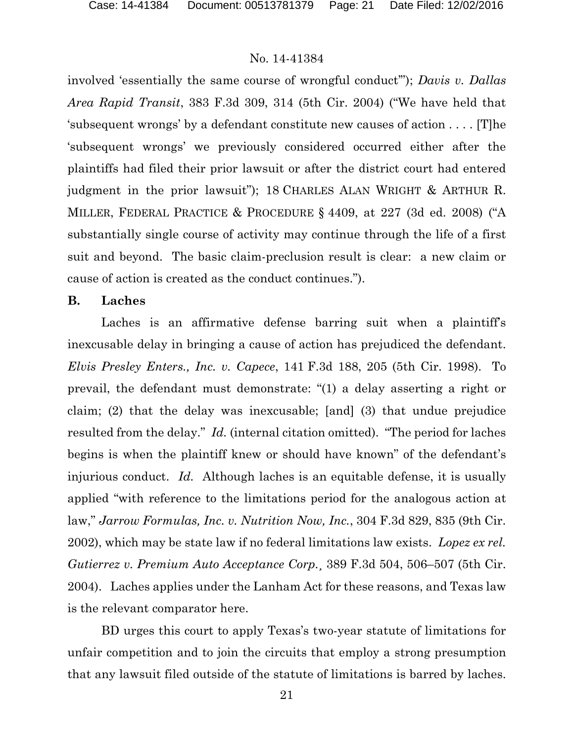involved 'essentially the same course of wrongful conduct'"); *Davis v. Dallas Area Rapid Transit*, 383 F.3d 309, 314 (5th Cir. 2004) ("We have held that 'subsequent wrongs' by a defendant constitute new causes of action . . . . [T]he 'subsequent wrongs' we previously considered occurred either after the plaintiffs had filed their prior lawsuit or after the district court had entered judgment in the prior lawsuit"); 18 CHARLES ALAN WRIGHT & ARTHUR R. MILLER, FEDERAL PRACTICE & PROCEDURE § 4409, at 227 (3d ed. 2008) ("A substantially single course of activity may continue through the life of a first suit and beyond. The basic claim-preclusion result is clear: a new claim or cause of action is created as the conduct continues.").

### B. Laches

Laches is an affirmative defense barring suit when a plaintiff's inexcusable delay in bringing a cause of action has prejudiced the defendant. *Elvis Presley Enters., Inc. v. Capece*, 141 F.3d 188, 205 (5th Cir. 1998). To prevail, the defendant must demonstrate: "(1) a delay asserting a right or claim; (2) that the delay was inexcusable; [and] (3) that undue prejudice resulted from the delay." *Id.* (internal citation omitted). "The period for laches begins is when the plaintiff knew or should have known" of the defendant's injurious conduct. *Id.* Although laches is an equitable defense, it is usually applied "with reference to the limitations period for the analogous action at law," *Jarrow Formulas, Inc. v. Nutrition Now, Inc.*, 304 F.3d 829, 835 (9th Cir. 2002), which may be state law if no federal limitations law exists. *Lopez ex rel. Gutierrez v. Premium Auto Acceptance Corp.¸* 389 F.3d 504, 506–507 (5th Cir. 2004). Laches applies under the Lanham Act for these reasons, and Texas law is the relevant comparator here.

BD urges this court to apply Texas's two-year statute of limitations for unfair competition and to join the circuits that employ a strong presumption that any lawsuit filed outside of the statute of limitations is barred by laches.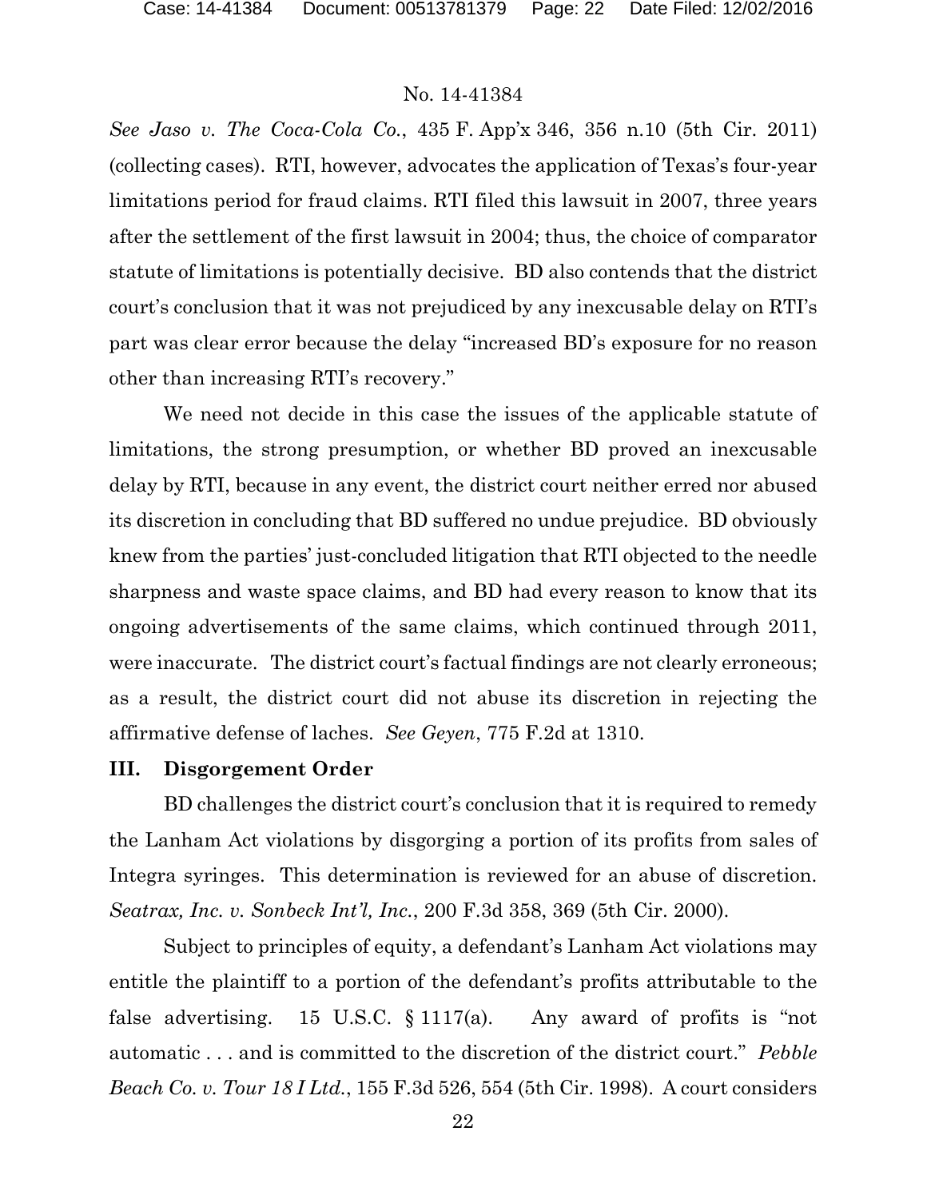*See Jaso v. The Coca-Cola Co.*, 435 F. App'x 346, 356 n.10 (5th Cir. 2011) (collecting cases). RTI, however, advocates the application of Texas's four-year limitations period for fraud claims. RTI filed this lawsuit in 2007, three years after the settlement of the first lawsuit in 2004; thus, the choice of comparator statute of limitations is potentially decisive. BD also contends that the district court's conclusion that it was not prejudiced by any inexcusable delay on RTI's part was clear error because the delay "increased BD's exposure for no reason other than increasing RTI's recovery."

We need not decide in this case the issues of the applicable statute of limitations, the strong presumption, or whether BD proved an inexcusable delay by RTI, because in any event, the district court neither erred nor abused its discretion in concluding that BD suffered no undue prejudice. BD obviously knew from the parties' just-concluded litigation that RTI objected to the needle sharpness and waste space claims, and BD had every reason to know that its ongoing advertisements of the same claims, which continued through 2011, were inaccurate. The district court's factual findings are not clearly erroneous; as a result, the district court did not abuse its discretion in rejecting the affirmative defense of laches. *See Geyen*, 775 F.2d at 1310.

## III. Disgorgement Order

BD challenges the district court's conclusion that it is required to remedy the Lanham Act violations by disgorging a portion of its profits from sales of Integra syringes. This determination is reviewed for an abuse of discretion. *Seatrax, Inc. v. Sonbeck Int'l, Inc.*, 200 F.3d 358, 369 (5th Cir. 2000).

Subject to principles of equity, a defendant's Lanham Act violations may entitle the plaintiff to a portion of the defendant's profits attributable to the false advertising. 15 U.S.C. § 1117(a). Any award of profits is "not automatic . . . and is committed to the discretion of the district court." *Pebble Beach Co. v. Tour 18 I Ltd.*, 155 F.3d 526, 554 (5th Cir. 1998). A court considers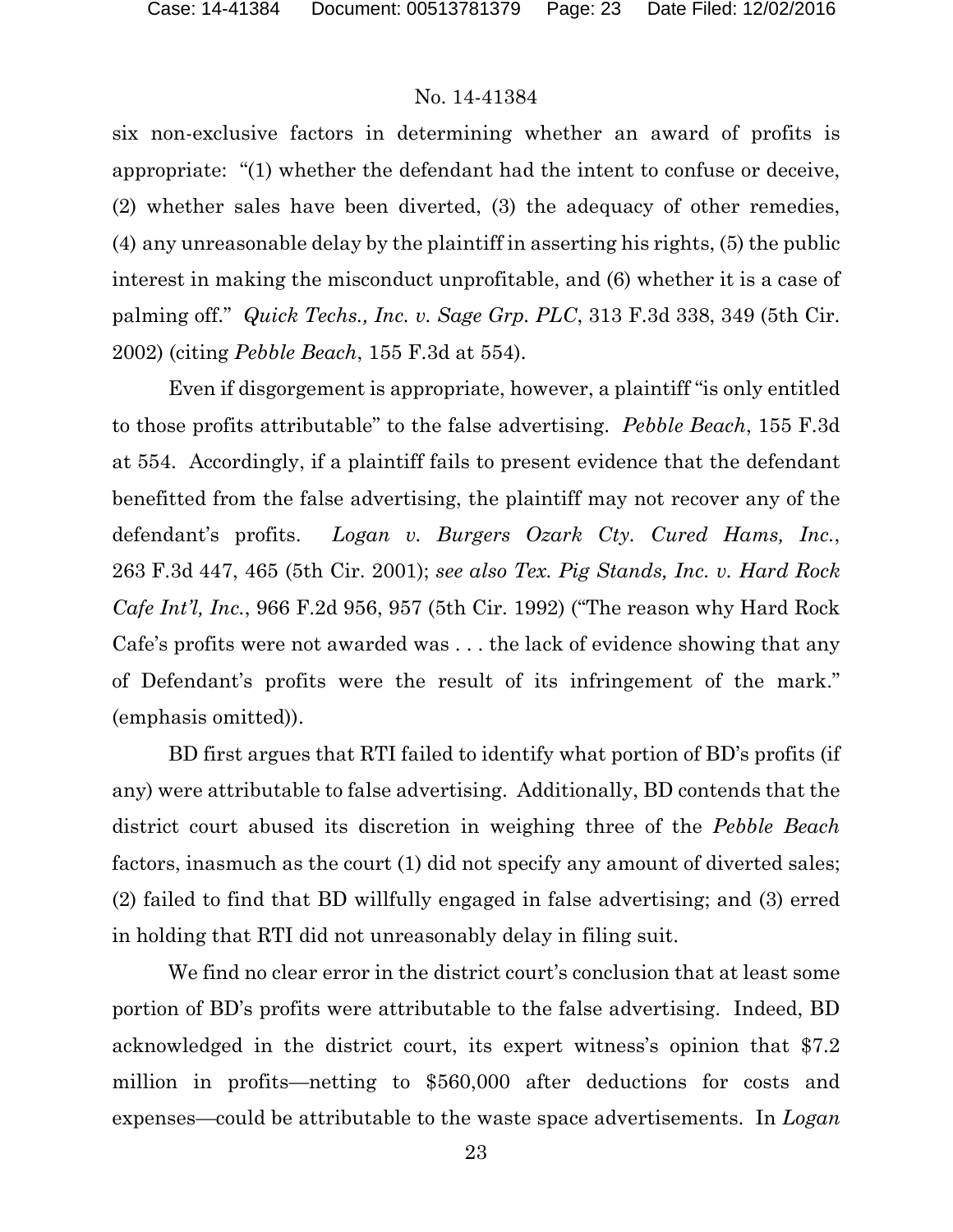six non-exclusive factors in determining whether an award of profits is appropriate: "(1) whether the defendant had the intent to confuse or deceive, (2) whether sales have been diverted, (3) the adequacy of other remedies, (4) any unreasonable delay by the plaintiff in asserting his rights, (5) the public interest in making the misconduct unprofitable, and (6) whether it is a case of palming off." *Quick Techs., Inc. v. Sage Grp. PLC*, 313 F.3d 338, 349 (5th Cir. 2002) (citing *Pebble Beach*, 155 F.3d at 554).

Even if disgorgement is appropriate, however, a plaintiff "is only entitled to those profits attributable" to the false advertising. *Pebble Beach*, 155 F.3d at 554. Accordingly, if a plaintiff fails to present evidence that the defendant benefitted from the false advertising, the plaintiff may not recover any of the defendant's profits. *Logan v. Burgers Ozark Cty. Cured Hams, Inc.*, 263 F.3d 447, 465 (5th Cir. 2001); *see also Tex. Pig Stands, Inc. v. Hard Rock Cafe Int'l, Inc.*, 966 F.2d 956, 957 (5th Cir. 1992) ("The reason why Hard Rock Cafe's profits were not awarded was . . . the lack of evidence showing that any of Defendant's profits were the result of its infringement of the mark." (emphasis omitted)).

BD first argues that RTI failed to identify what portion of BD's profits (if any) were attributable to false advertising. Additionally, BD contends that the district court abused its discretion in weighing three of the *Pebble Beach* factors, inasmuch as the court (1) did not specify any amount of diverted sales; (2) failed to find that BD willfully engaged in false advertising; and (3) erred in holding that RTI did not unreasonably delay in filing suit.

We find no clear error in the district court's conclusion that at least some portion of BD's profits were attributable to the false advertising. Indeed, BD acknowledged in the district court, its expert witness's opinion that $7.2 million in profits—netting to $560,000 after deductions for costs and expenses—could be attributable to the waste space advertisements. In *Logan*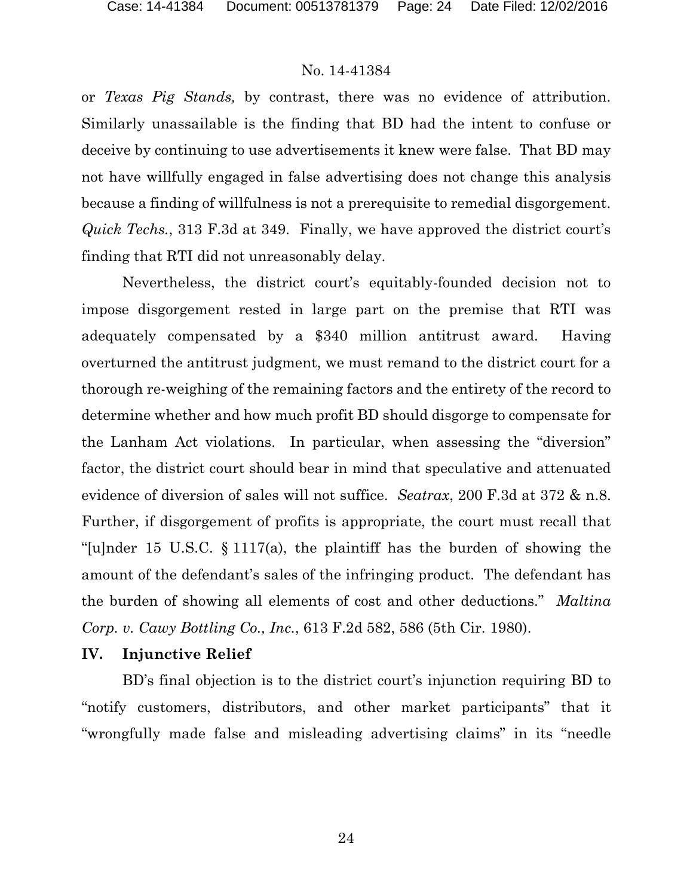or *Texas Pig Stands,* by contrast, there was no evidence of attribution. Similarly unassailable is the finding that BD had the intent to confuse or deceive by continuing to use advertisements it knew were false. That BD may not have willfully engaged in false advertising does not change this analysis because a finding of willfulness is not a prerequisite to remedial disgorgement. *Quick Techs.*, 313 F.3d at 349. Finally, we have approved the district court's finding that RTI did not unreasonably delay.

Nevertheless, the district court's equitably-founded decision not to impose disgorgement rested in large part on the premise that RTI was adequately compensated by a $340 million antitrust award. Having overturned the antitrust judgment, we must remand to the district court for a thorough re-weighing of the remaining factors and the entirety of the record to determine whether and how much profit BD should disgorge to compensate for the Lanham Act violations. In particular, when assessing the "diversion" factor, the district court should bear in mind that speculative and attenuated evidence of diversion of sales will not suffice. *Seatrax*, 200 F.3d at 372 & n.8. Further, if disgorgement of profits is appropriate, the court must recall that "[u]nder 15 U.S.C. § 1117(a), the plaintiff has the burden of showing the amount of the defendant's sales of the infringing product. The defendant has the burden of showing all elements of cost and other deductions." *Maltina Corp. v. Cawy Bottling Co., Inc.*, 613 F.2d 582, 586 (5th Cir. 1980).

## IV. Injunctive Relief

BD's final objection is to the district court's injunction requiring BD to "notify customers, distributors, and other market participants" that it "wrongfully made false and misleading advertising claims" in its "needle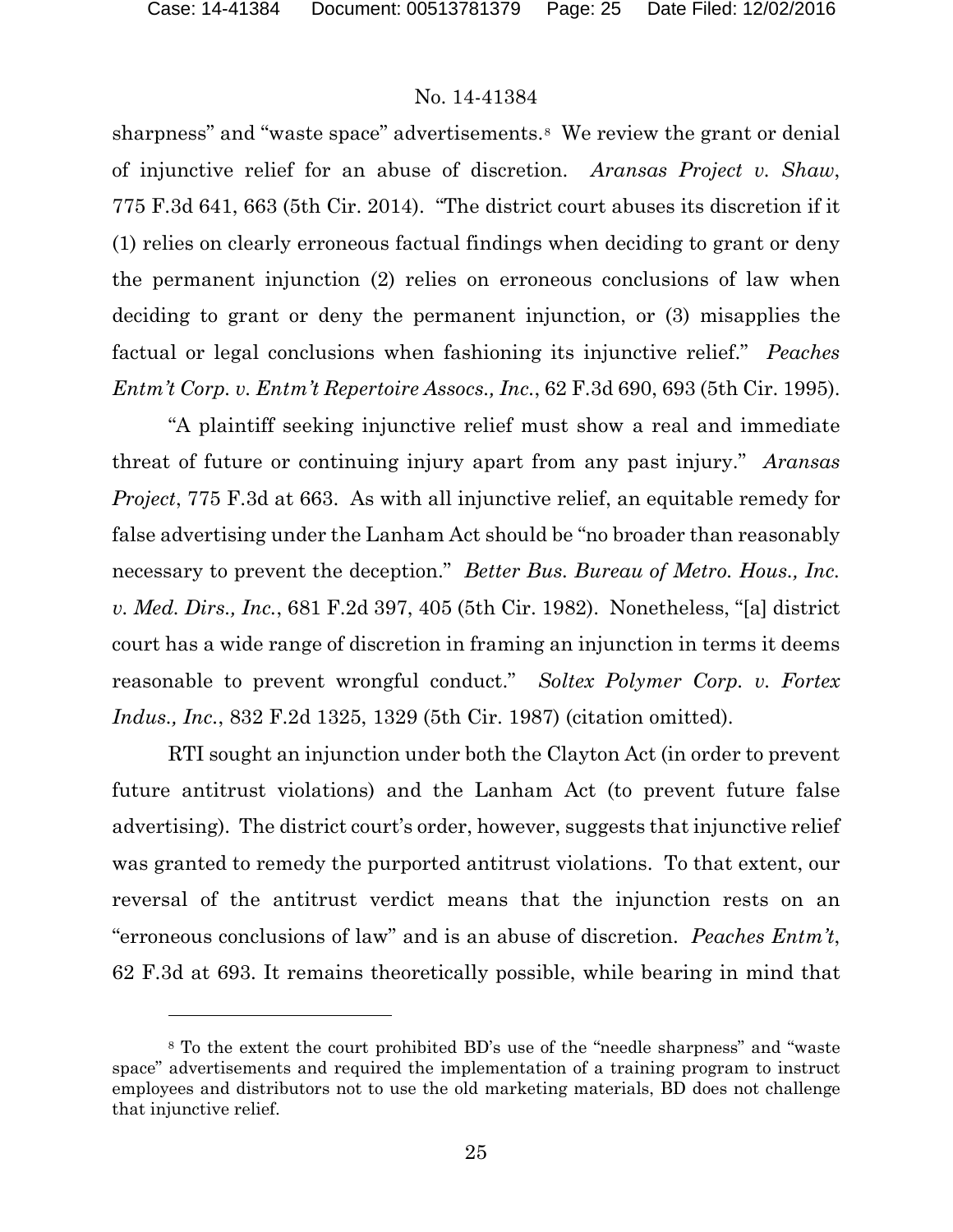sharpness" and "waste space" advertisements.[8] We review the grant or denial of injunctive relief for an abuse of discretion. *Aransas Project v. Shaw*, 775 F.3d 641, 663 (5th Cir. 2014). "The district court abuses its discretion if it (1) relies on clearly erroneous factual findings when deciding to grant or deny the permanent injunction (2) relies on erroneous conclusions of law when deciding to grant or deny the permanent injunction, or (3) misapplies the factual or legal conclusions when fashioning its injunctive relief." *Peaches Entm't Corp. v. Entm't Repertoire Assocs., Inc.*, 62 F.3d 690, 693 (5th Cir. 1995).

"A plaintiff seeking injunctive relief must show a real and immediate threat of future or continuing injury apart from any past injury." *Aransas Project*, 775 F.3d at 663. As with all injunctive relief, an equitable remedy for false advertising under the Lanham Act should be "no broader than reasonably necessary to prevent the deception." *Better Bus. Bureau of Metro. Hous., Inc. v. Med. Dirs., Inc.*, 681 F.2d 397, 405 (5th Cir. 1982). Nonetheless, "[a] district court has a wide range of discretion in framing an injunction in terms it deems reasonable to prevent wrongful conduct." *Soltex Polymer Corp. v. Fortex Indus., Inc.*, 832 F.2d 1325, 1329 (5th Cir. 1987) (citation omitted).

RTI sought an injunction under both the Clayton Act (in order to prevent future antitrust violations) and the Lanham Act (to prevent future false advertising). The district court's order, however, suggests that injunctive relief was granted to remedy the purported antitrust violations. To that extent, our reversal of the antitrust verdict means that the injunction rests on an "erroneous conclusions of law" and is an abuse of discretion. *Peaches Entm't*, 62 F.3d at 693. It remains theoretically possible, while bearing in mind that

[8] To the extent the court prohibited BD's use of the "needle sharpness" and "waste space" advertisements and required the implementation of a training program to instruct employees and distributors not to use the old marketing materials, BD does not challenge that injunctive relief.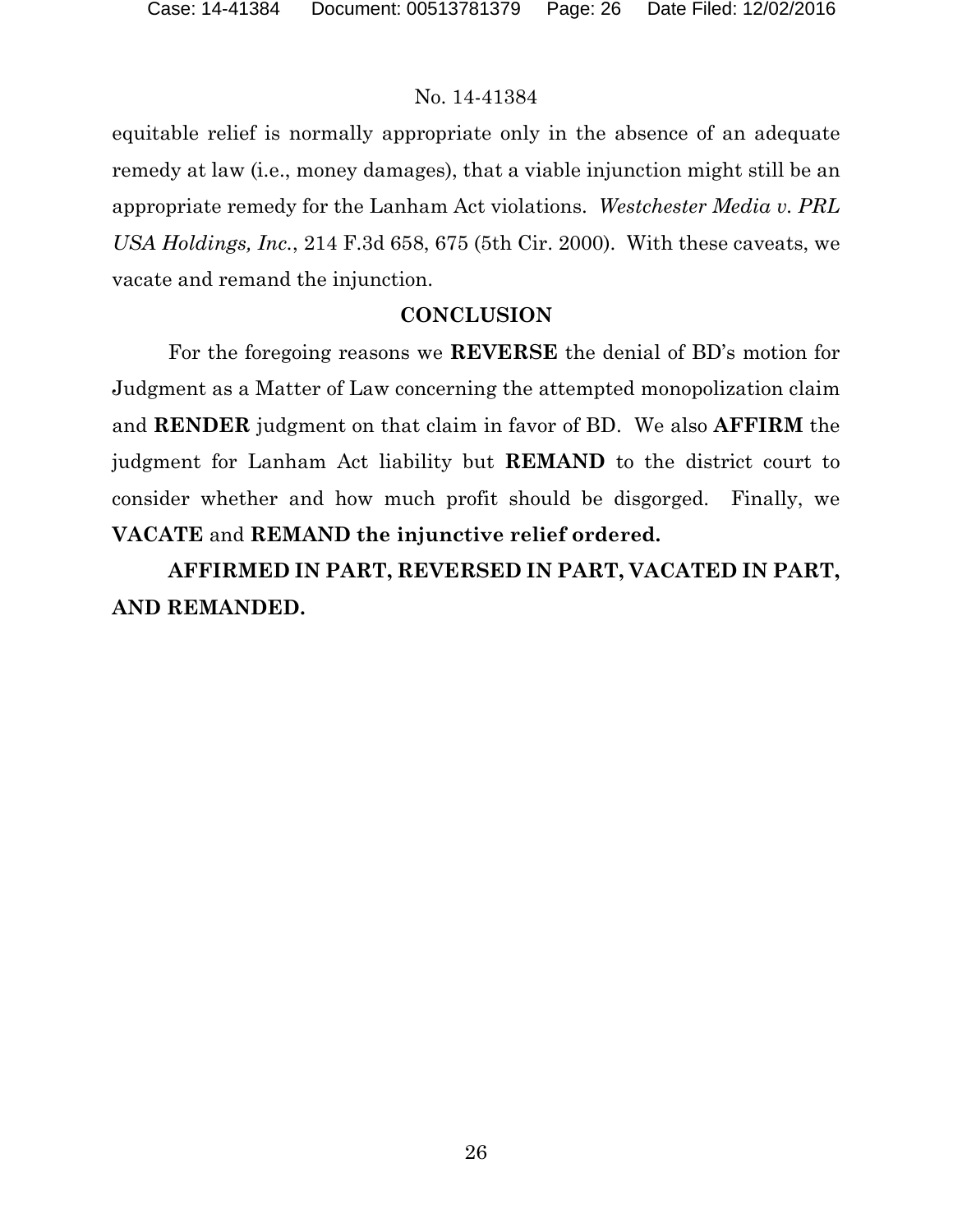equitable relief is normally appropriate only in the absence of an adequate remedy at law (i.e., money damages), that a viable injunction might still be an appropriate remedy for the Lanham Act violations. *Westchester Media v. PRL USA Holdings, Inc.*, 214 F.3d 658, 675 (5th Cir. 2000). With these caveats, we vacate and remand the injunction.

## CONCLUSION

For the foregoing reasons we **REVERSE** the denial of BD's motion for Judgment as a Matter of Law concerning the attempted monopolization claim and **RENDER** judgment on that claim in favor of BD. We also **AFFIRM** the judgment for Lanham Act liability but **REMAND** to the district court to consider whether and how much profit should be disgorged. Finally, we **VACATE** and **REMAND the injunctive relief ordered.**

**AFFIRMED IN PART, REVERSED IN PART, VACATED IN PART, AND REMANDED.**